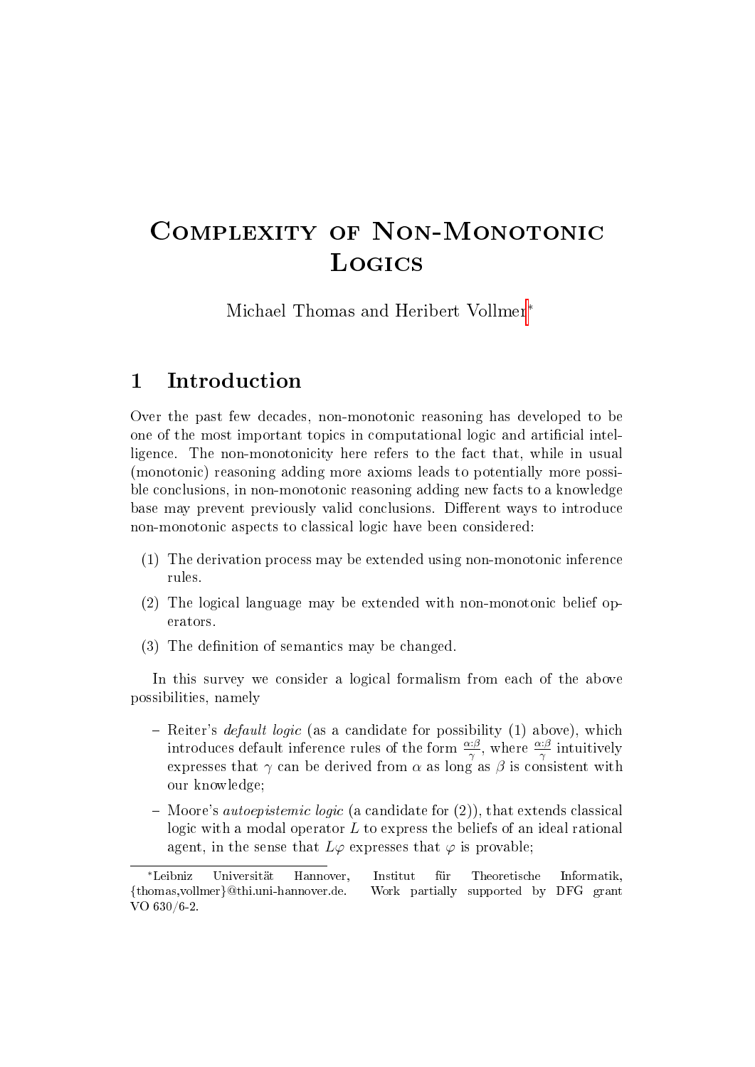# Complexity of Non-Monotonic Logics

Michael Thomas and Heribert Vollmer[*]

## 1 Introduction

Over the past few decades, non-monotonic reasoning has developed to be one of the most important topics in computational logic and artificial intelligence. The non-monotonicity here refers to the fact that, while in usual (monotonic) reasoning adding more axioms leads to potentially more possible conclusions, in non-monotonic reasoning adding new facts to a knowledge base may prevent previously valid conclusions. Different ways to introduce non-monotonic aspects to classical logic have been considered:

(1) The derivation process may be extended using non-monotonic inference rules.

(2) The logical language may be extended with non-monotonic belief operators.

(3) The definition of semantics may be changed.

In this survey we consider a logical formalism from each of the above possibilities, namely

- Reiter's *default logic* (as a candidate for possibility (1) above), which introduces default inference rules of the form $\frac{\alpha:\beta}{\gamma}$, where $\frac{\alpha:\beta}{\gamma}$ intuitively expresses that $\gamma$ can be derived from $\alpha$ as long as $\beta$ is consistent with our knowledge;
- Moore's *autoepistemic logic* (a candidate for (2)), that extends classical logic with a modal operator $L$ to express the beliefs of an ideal rational agent, in the sense that $L\varphi$ expresses that $\varphi$ is provable;

[*] Leibniz Universität Hannover, Institut für Theoretische Informatik, {thomas,vollmer}@thi.uni-hannover.de. Work partially supported by DFG grant VO 630/6-2.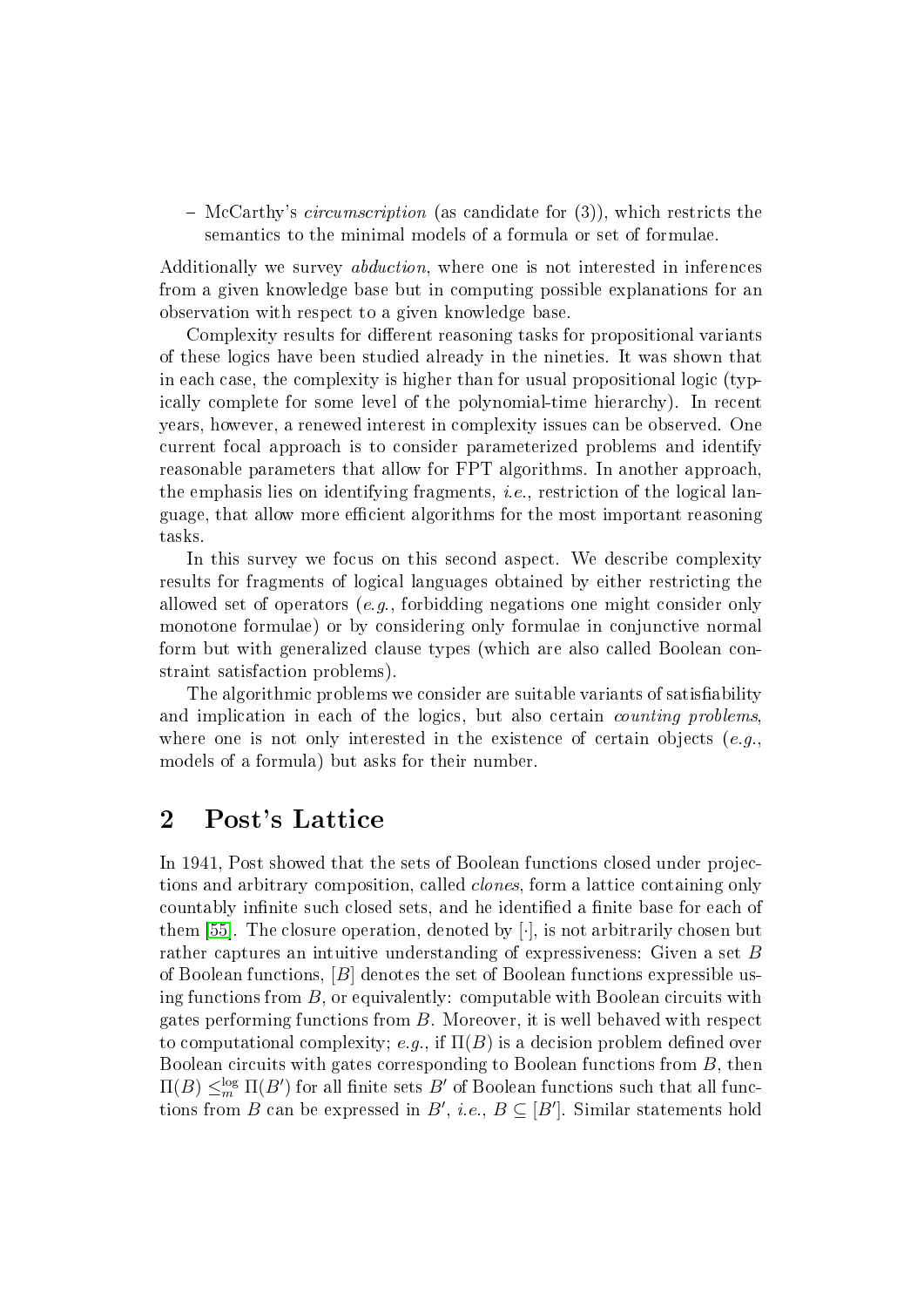– McCarthy's *circumscription* (as candidate for (3)), which restricts the semantics to the minimal models of a formula or set of formulae.

Additionally we survey *abduction*, where one is not interested in inferences from a given knowledge base but in computing possible explanations for an observation with respect to a given knowledge base.

Complexity results for different reasoning tasks for propositional variants of these logics have been studied already in the nineties. It was shown that in each case, the complexity is higher than for usual propositional logic (typically complete for some level of the polynomial-time hierarchy). In recent years, however, a renewed interest in complexity issues can be observed. One current focal approach is to consider parameterized problems and identify reasonable parameters that allow for FPT algorithms. In another approach, the emphasis lies on identifying fragments, *i.e.*, restriction of the logical language, that allow more efficient algorithms for the most important reasoning tasks.

In this survey we focus on this second aspect. We describe complexity results for fragments of logical languages obtained by either restricting the allowed set of operators (*e.g.*, forbidding negations one might consider only monotone formulae) or by considering only formulae in conjunctive normal form but with generalized clause types (which are also called Boolean constraint satisfaction problems).

The algorithmic problems we consider are suitable variants of satisfiability and implication in each of the logics, but also certain *counting problems*, where one is not only interested in the existence of certain objects (*e.g.*, models of a formula) but asks for their number.

## 2 Post's Lattice

In 1941, Post showed that the sets of Boolean functions closed under projections and arbitrary composition, called *clones*, form a lattice containing only countably infinite such closed sets, and he identified a finite base for each of them [55]. The closure operation, denoted by $[\cdot]$, is not arbitrarily chosen but rather captures an intuitive understanding of expressiveness: Given a set $B$ of Boolean functions, $[B]$ denotes the set of Boolean functions expressible using functions from $B$, or equivalently: computable with Boolean circuits with gates performing functions from $B$. Moreover, it is well behaved with respect to computational complexity; *e.g.*, if $\Pi(B)$ is a decision problem defined over Boolean circuits with gates corresponding to Boolean functions from $B$, then $\Pi(B) \leq_m^{\log} \Pi(B')$ for all finite sets $B'$ of Boolean functions such that all functions from $B$ can be expressed in $B'$, *i.e.*, $B \subseteq [B']$. Similar statements hold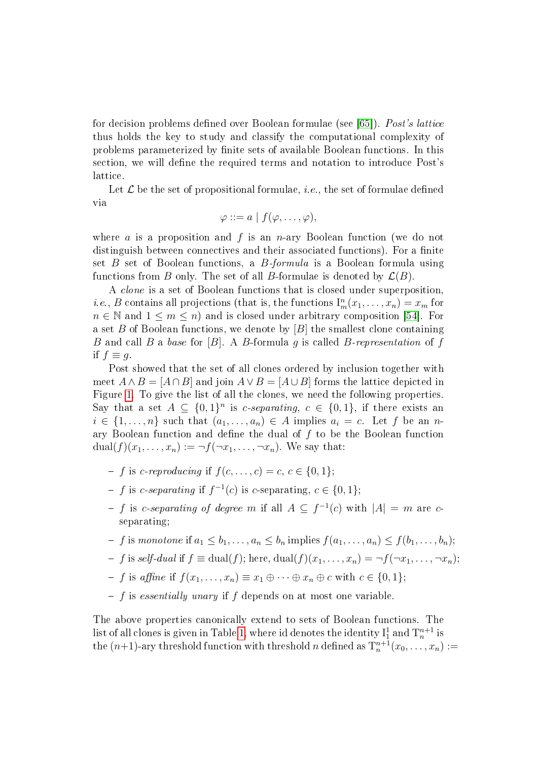for decision problems defined over Boolean formulae (see [65]). *Post's lattice* thus holds the key to study and classify the computational complexity of problems parameterized by finite sets of available Boolean functions. In this section, we will define the required terms and notation to introduce Post's lattice.

Let $\mathcal{L}$ be the set of propositional formulae, *i.e.*, the set of formulae defined via

$$\varphi ::= a \mid f(\varphi, \dots, \varphi),$$

where $a$ is a proposition and $f$ is an $n$-ary Boolean function (we do not distinguish between connectives and their associated functions). For a finite set $B$ set of Boolean functions, a *B-formula* is a Boolean formula using functions from $B$ only. The set of all $B$-formulae is denoted by $\mathcal{L}(B)$.

A *clone* is a set of Boolean functions that is closed under superposition, *i.e.*, $B$ contains all projections (that is, the functions $\mathrm{I}^n_m(x_1, \dots, x_n) = x_m$ for $n \in \mathbb{N}$ and $1 \leq m \leq n$) and is closed under arbitrary composition [54]. For a set $B$ of Boolean functions, we denote by $[B]$ the smallest clone containing $B$ and call $B$ a *base* for $[B]$. A $B$-formula $g$ is called *B-representation* of $f$ if $f \equiv g$.

Post showed that the set of all clones ordered by inclusion together with meet $A \wedge B = [A \cap B]$ and join $A \vee B = [A \cup B]$ forms the lattice depicted in Figure 1. To give the list of all the clones, we need the following properties. Say that a set $A \subseteq \{0,1\}^n$ is *c-separating*, $c \in \{0,1\}$, if there exists an $i \in \{1, \dots, n\}$ such that $(a_1, \dots, a_n) \in A$ implies $a_i = c$. Let $f$ be an $n$-ary Boolean function and define the dual of $f$ to be the Boolean function $\mathrm{dual}(f)(x_1, \dots, x_n) := \neg f(\neg x_1, \dots, \neg x_n)$. We say that:

- $f$ is *c-reproducing* if $f(c, \dots, c) = c$, $c \in \{0,1\}$;
- $f$ is *c-separating* if $f^{-1}(c)$ is $c$-separating, $c \in \{0,1\}$;
- $f$ is *c-separating of degree m* if all $A \subseteq f^{-1}(c)$ with $|A| = m$ are $c$-separating;
- $f$ is *monotone* if $a_1 \leq b_1, \dots, a_n \leq b_n$ implies $f(a_1, \dots, a_n) \leq f(b_1, \dots, b_n)$;
- $f$ is *self-dual* if $f \equiv \mathrm{dual}(f)$; here, $\mathrm{dual}(f)(x_1, \dots, x_n) = \neg f(\neg x_1, \dots, \neg x_n)$;
- $f$ is *affine* if $f(x_1, \dots, x_n) \equiv x_1 \oplus \dots \oplus x_n \oplus c$ with $c \in \{0,1\}$;
- $f$ is *essentially unary* if $f$ depends on at most one variable.

The above properties canonically extend to sets of Boolean functions. The list of all clones is given in Table 1, where id denotes the identity $\mathrm{I}^1_1$ and $\mathrm{T}^{n+1}_n$ is the $(n+1)$-ary threshold function with threshold $n$ defined as $\mathrm{T}^{n+1}_n(x_0, \dots, x_n) :=$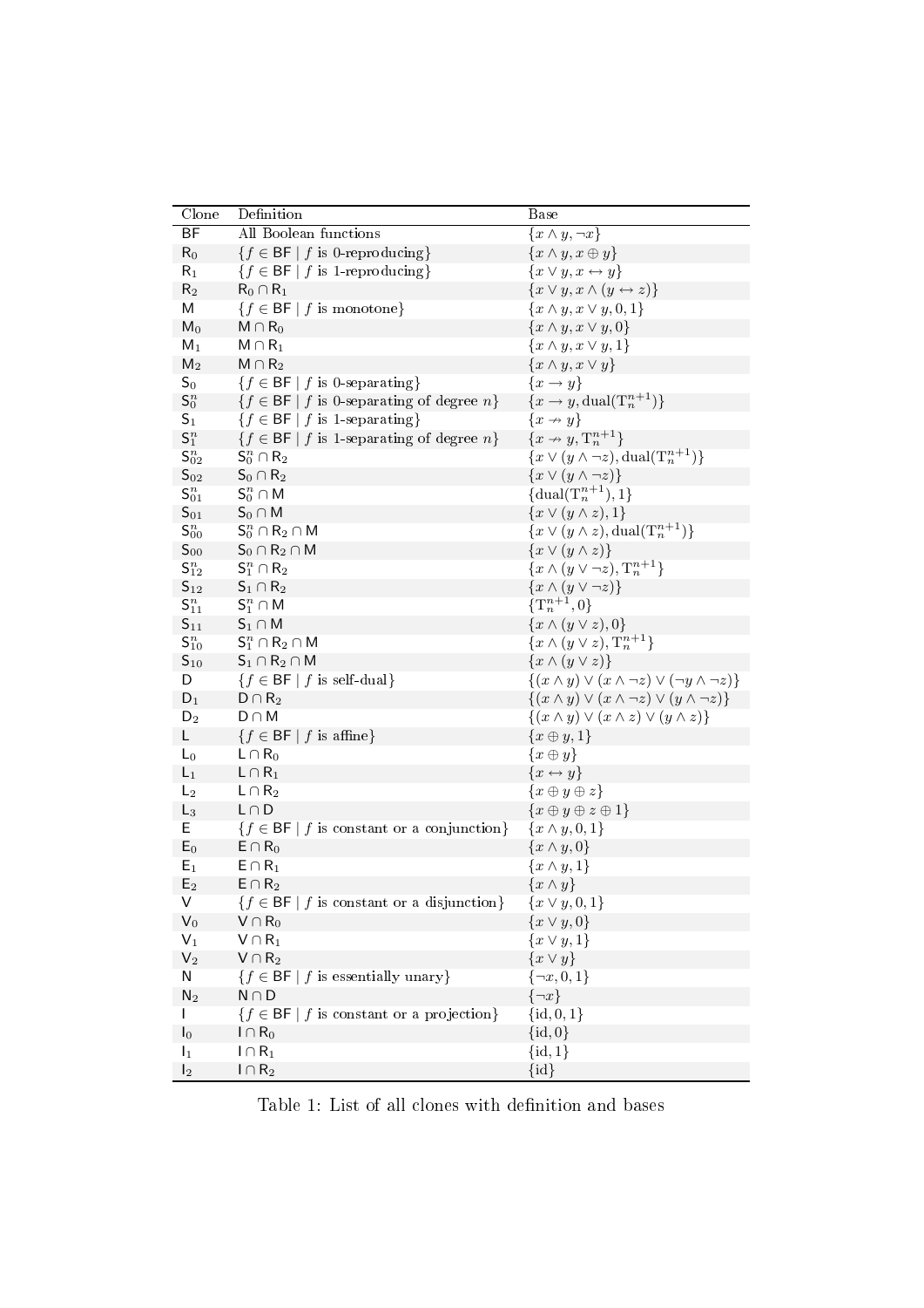| Clone | Definition | Base |
|---|---|---|
| $\mathsf{BF}$ | All Boolean functions | $\{x \wedge y, \neg x\}$ |
| $\mathsf{R}_0$ | $\{f \in \mathsf{BF} \mid f \text{ is 0-reproducing}\}$ | $\{x \wedge y, x \oplus y\}$ |
| $\mathsf{R}_1$ | $\{f \in \mathsf{BF} \mid f \text{ is 1-reproducing}\}$ | $\{x \vee y, x \leftrightarrow y\}$ |
| $\mathsf{R}_2$ | $\mathsf{R}_0 \cap \mathsf{R}_1$ | $\{x \vee y, x \wedge (y \leftrightarrow z)\}$ |
| $\mathsf{M}$ | $\{f \in \mathsf{BF} \mid f \text{ is monotone}\}$ | $\{x \wedge y, x \vee y, 0, 1\}$ |
| $\mathsf{M}_0$ | $\mathsf{M} \cap \mathsf{R}_0$ | $\{x \wedge y, x \vee y, 0\}$ |
| $\mathsf{M}_1$ | $\mathsf{M} \cap \mathsf{R}_1$ | $\{x \wedge y, x \vee y, 1\}$ |
| $\mathsf{M}_2$ | $\mathsf{M} \cap \mathsf{R}_2$ | $\{x \wedge y, x \vee y\}$ |
| $\mathsf{S}_0$ | $\{f \in \mathsf{BF} \mid f \text{ is 0-separating}\}$ | $\{x \rightarrow y\}$ |
| $\mathsf{S}_0^n$ | $\{f \in \mathsf{BF} \mid f \text{ is 0-separating of degree } n\}$ | $\{x \rightarrow y, \mathrm{dual}(\mathrm{T}_n^{n+1})\}$ |
| $\mathsf{S}_1$ | $\{f \in \mathsf{BF} \mid f \text{ is 1-separating}\}$ | $\{x \nrightarrow y\}$ |
| $\mathsf{S}_1^n$ | $\{f \in \mathsf{BF} \mid f \text{ is 1-separating of degree } n\}$ | $\{x \nrightarrow y, \mathrm{T}_n^{n+1}\}$ |
| $\mathsf{S}_{02}^n$ | $\mathsf{S}_0^n \cap \mathsf{R}_2$ | $\{x \vee (y \wedge \neg z), \mathrm{dual}(\mathrm{T}_n^{n+1})\}$ |
| $\mathsf{S}_{02}$ | $\mathsf{S}_0 \cap \mathsf{R}_2$ | $\{x \vee (y \wedge \neg z)\}$ |
| $\mathsf{S}_{01}^n$ | $\mathsf{S}_0^n \cap \mathsf{M}$ | $\{\mathrm{dual}(\mathrm{T}_n^{n+1}), 1\}$ |
| $\mathsf{S}_{01}$ | $\mathsf{S}_0 \cap \mathsf{M}$ | $\{x \vee (y \wedge z), 1\}$ |
| $\mathsf{S}_{00}^n$ | $\mathsf{S}_0^n \cap \mathsf{R}_2 \cap \mathsf{M}$ | $\{x \vee (y \wedge z), \mathrm{dual}(\mathrm{T}_n^{n+1})\}$ |
| $\mathsf{S}_{00}$ | $\mathsf{S}_0 \cap \mathsf{R}_2 \cap \mathsf{M}$ | $\{x \vee (y \wedge z)\}$ |
| $\mathsf{S}_{12}^n$ | $\mathsf{S}_1^n \cap \mathsf{R}_2$ | $\{x \wedge (y \vee \neg z), \mathrm{T}_n^{n+1}\}$ |
| $\mathsf{S}_{12}$ | $\mathsf{S}_1 \cap \mathsf{R}_2$ | $\{x \wedge (y \vee \neg z)\}$ |
| $\mathsf{S}_{11}^n$ | $\mathsf{S}_1^n \cap \mathsf{M}$ | $\{\mathrm{T}_n^{n+1}, 0\}$ |
| $\mathsf{S}_{11}$ | $\mathsf{S}_1 \cap \mathsf{M}$ | $\{x \wedge (y \vee z), 0\}$ |
| $\mathsf{S}_{10}^n$ | $\mathsf{S}_1^n \cap \mathsf{R}_2 \cap \mathsf{M}$ | $\{x \wedge (y \vee z), \mathrm{T}_n^{n+1}\}$ |
| $\mathsf{S}_{10}$ | $\mathsf{S}_1 \cap \mathsf{R}_2 \cap \mathsf{M}$ | $\{x \wedge (y \vee z)\}$ |
| $\mathsf{D}$ | $\{f \in \mathsf{BF} \mid f \text{ is self-dual}\}$ | $\{(x \wedge y) \vee (x \wedge \neg z) \vee (\neg y \wedge \neg z)\}$ |
| $\mathsf{D}_1$ | $\mathsf{D} \cap \mathsf{R}_2$ | $\{(x \wedge y) \vee (x \wedge \neg z) \vee (y \wedge \neg z)\}$ |
| $\mathsf{D}_2$ | $\mathsf{D} \cap \mathsf{M}$ | $\{(x \wedge y) \vee (x \wedge z) \vee (y \wedge z)\}$ |
| $\mathsf{L}$ | $\{f \in \mathsf{BF} \mid f \text{ is affine}\}$ | $\{x \oplus y, 1\}$ |
| $\mathsf{L}_0$ | $\mathsf{L} \cap \mathsf{R}_0$ | $\{x \oplus y\}$ |
| $\mathsf{L}_1$ | $\mathsf{L} \cap \mathsf{R}_1$ | $\{x \leftrightarrow y\}$ |
| $\mathsf{L}_2$ | $\mathsf{L} \cap \mathsf{R}_2$ | $\{x \oplus y \oplus z\}$ |
| $\mathsf{L}_3$ | $\mathsf{L} \cap \mathsf{D}$ | $\{x \oplus y \oplus z \oplus 1\}$ |
| $\mathsf{E}$ | $\{f \in \mathsf{BF} \mid f \text{ is constant or a conjunction}\}$ | $\{x \wedge y, 0, 1\}$ |
| $\mathsf{E}_0$ | $\mathsf{E} \cap \mathsf{R}_0$ | $\{x \wedge y, 0\}$ |
| $\mathsf{E}_1$ | $\mathsf{E} \cap \mathsf{R}_1$ | $\{x \wedge y, 1\}$ |
| $\mathsf{E}_2$ | $\mathsf{E} \cap \mathsf{R}_2$ | $\{x \wedge y\}$ |
| $\mathsf{V}$ | $\{f \in \mathsf{BF} \mid f \text{ is constant or a disjunction}\}$ | $\{x \vee y, 0, 1\}$ |
| $\mathsf{V}_0$ | $\mathsf{V} \cap \mathsf{R}_0$ | $\{x \vee y, 0\}$ |
| $\mathsf{V}_1$ | $\mathsf{V} \cap \mathsf{R}_1$ | $\{x \vee y, 1\}$ |
| $\mathsf{V}_2$ | $\mathsf{V} \cap \mathsf{R}_2$ | $\{x \vee y\}$ |
| $\mathsf{N}$ | $\{f \in \mathsf{BF} \mid f \text{ is essentially unary}\}$ | $\{\neg x, 0, 1\}$ |
| $\mathsf{N}_2$ | $\mathsf{N} \cap \mathsf{D}$ | $\{\neg x\}$ |
| $\mathsf{I}$ | $\{f \in \mathsf{BF} \mid f \text{ is constant or a projection}\}$ | $\{\mathrm{id}, 0, 1\}$ |
| $\mathsf{I}_0$ | $\mathsf{I} \cap \mathsf{R}_0$ | $\{\mathrm{id}, 0\}$ |
| $\mathsf{I}_1$ | $\mathsf{I} \cap \mathsf{R}_1$ | $\{\mathrm{id}, 1\}$ |
| $\mathsf{I}_2$ | $\mathsf{I} \cap \mathsf{R}_2$ | $\{\mathrm{id}\}$ |

Table 1: List of all clones with definition and bases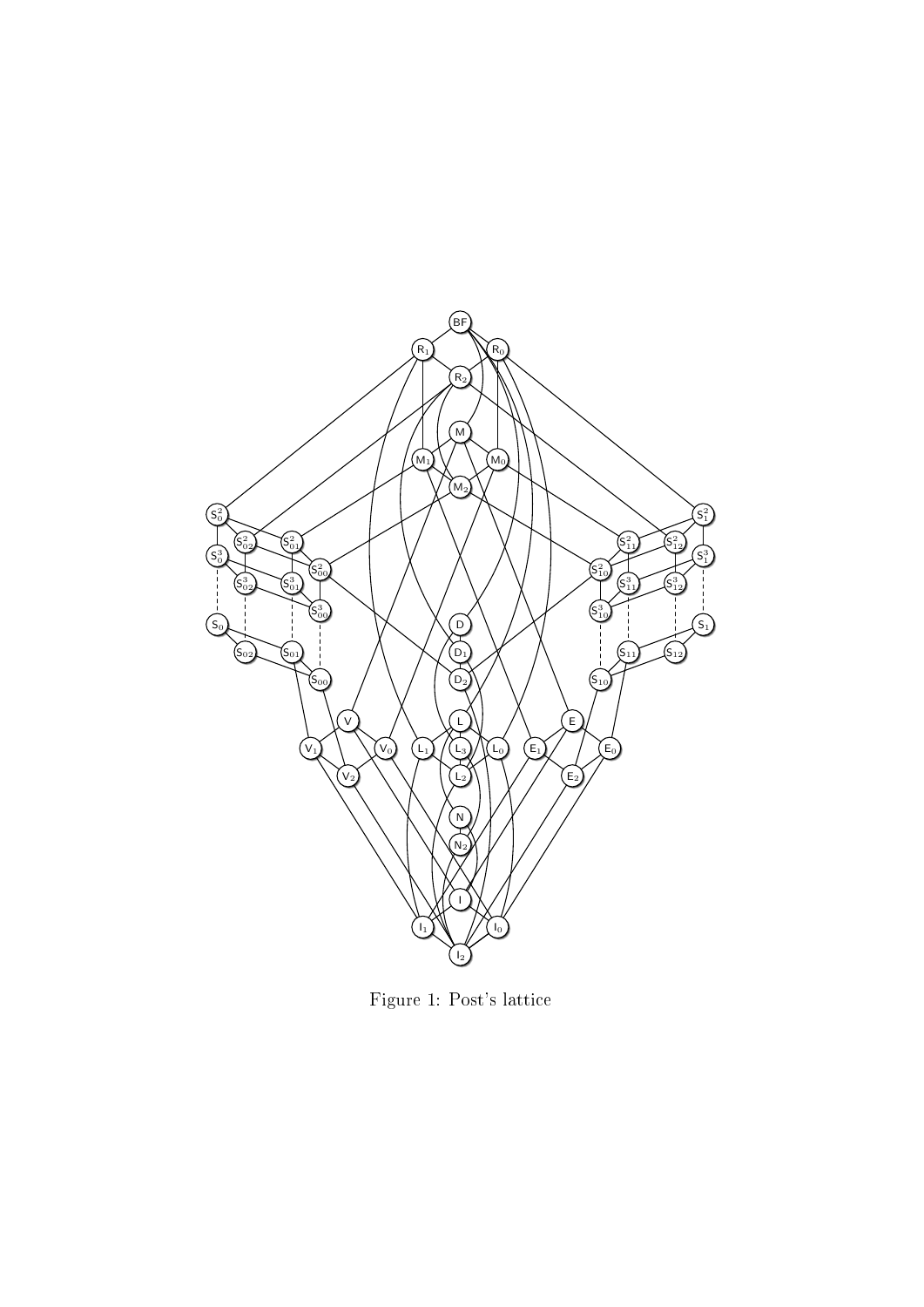Figure 1: Post's lattice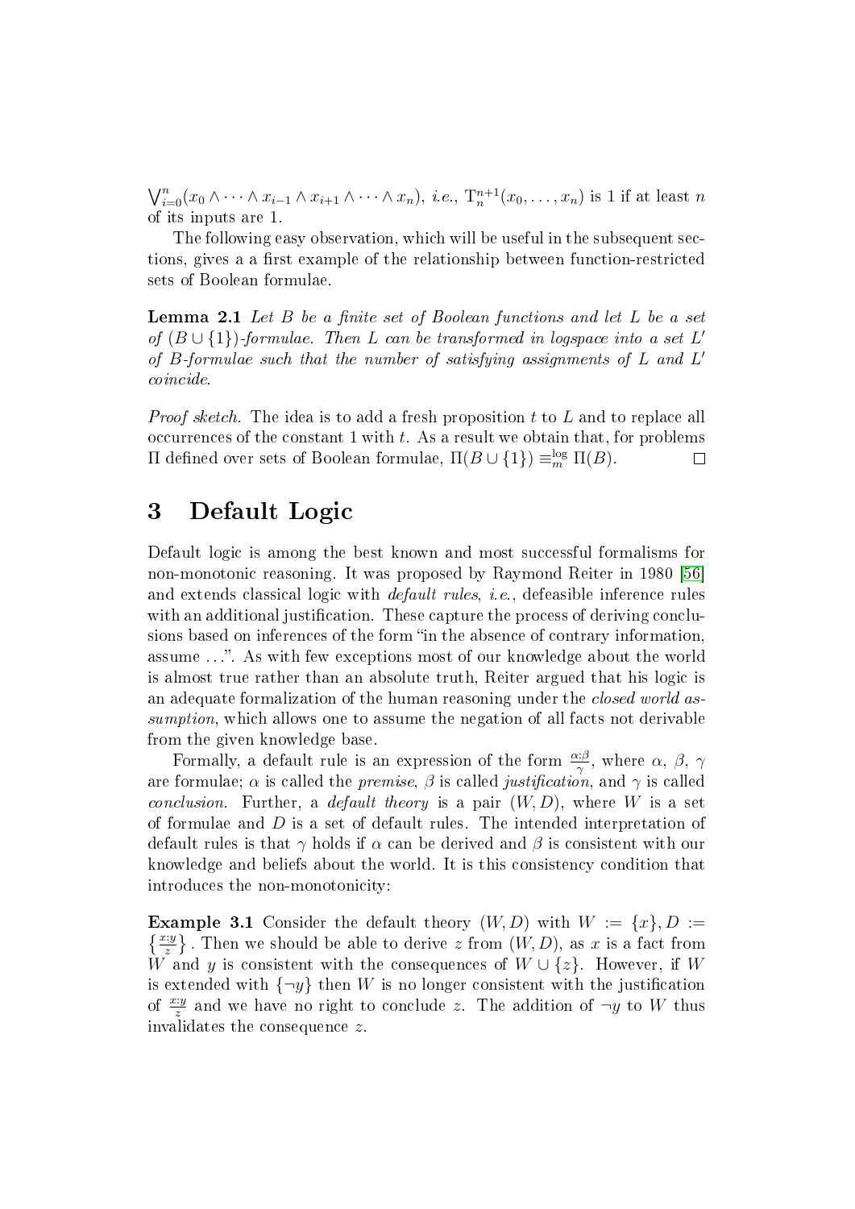$\bigvee_{i=0}^{n}(x_0 \wedge \cdots \wedge x_{i-1} \wedge x_{i+1} \wedge \cdots \wedge x_n)$, *i.e.*, $\mathrm{T}_n^{n+1}(x_0, \ldots, x_n)$ is 1 if at least $n$ of its inputs are 1.

The following easy observation, which will be useful in the subsequent sections, gives a a first example of the relationship between function-restricted sets of Boolean formulae.

**Lemma 2.1** *Let $B$ be a finite set of Boolean functions and let $L$ be a set of $(B \cup \{1\})$-formulae. Then $L$ can be transformed in logspace into a set $L'$ of $B$-formulae such that the number of satisfying assignments of $L$ and $L'$ coincide.*

*Proof sketch.* The idea is to add a fresh proposition $t$ to $L$ and to replace all occurrences of the constant 1 with $t$. As a result we obtain that, for problems $\Pi$ defined over sets of Boolean formulae, $\Pi(B \cup \{1\}) \equiv_m^{\log} \Pi(B)$. □

# 3 Default Logic

Default logic is among the best known and most successful formalisms for non-monotonic reasoning. It was proposed by Raymond Reiter in 1980 [56] and extends classical logic with *default rules*, *i.e.*, defeasible inference rules with an additional justification. These capture the process of deriving conclusions based on inferences of the form "in the absence of contrary information, assume ...". As with few exceptions most of our knowledge about the world is almost true rather than an absolute truth, Reiter argued that his logic is an adequate formalization of the human reasoning under the *closed world assumption*, which allows one to assume the negation of all facts not derivable from the given knowledge base.

Formally, a default rule is an expression of the form $\frac{\alpha:\beta}{\gamma}$, where $\alpha$, $\beta$, $\gamma$ are formulae; $\alpha$ is called the *premise*, $\beta$ is called *justification*, and $\gamma$ is called *conclusion*. Further, a *default theory* is a pair $(W, D)$, where $W$ is a set of formulae and $D$ is a set of default rules. The intended interpretation of default rules is that $\gamma$ holds if $\alpha$ can be derived and $\beta$ is consistent with our knowledge and beliefs about the world. It is this consistency condition that introduces the non-monotonicity:

**Example 3.1** Consider the default theory $(W, D)$ with $W := \{x\}, D := \left\{\frac{x:y}{z}\right\}$. Then we should be able to derive $z$ from $(W, D)$, as $x$ is a fact from $W$ and $y$ is consistent with the consequences of $W \cup \{z\}$. However, if $W$ is extended with $\{\neg y\}$ then $W$ is no longer consistent with the justification of $\frac{x:y}{z}$ and we have no right to conclude $z$. The addition of $\neg y$ to $W$ thus invalidates the consequence $z$.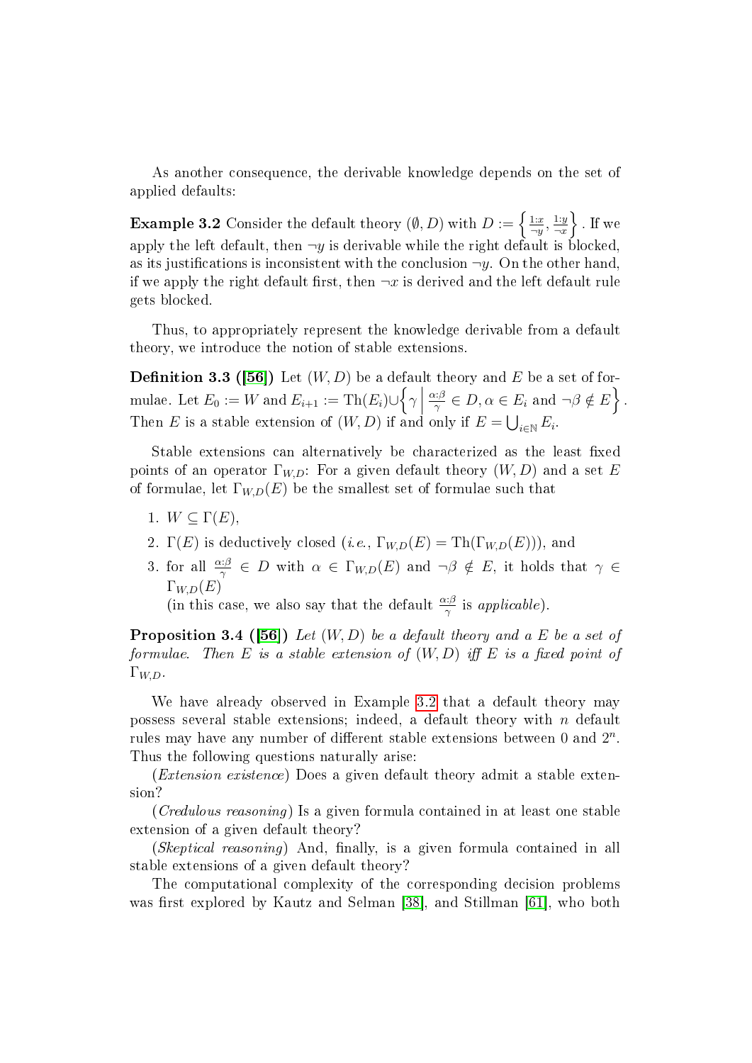As another consequence, the derivable knowledge depends on the set of applied defaults:

**Example 3.2** Consider the default theory $(\emptyset, D)$ with $D := \left\{ \frac{1:x}{\neg y}, \frac{1:y}{\neg x} \right\}$. If we apply the left default, then $\neg y$ is derivable while the right default is blocked, as its justifications is inconsistent with the conclusion $\neg y$. On the other hand, if we apply the right default first, then $\neg x$ is derived and the left default rule gets blocked.

Thus, to appropriately represent the knowledge derivable from a default theory, we introduce the notion of stable extensions.

**Definition 3.3 ([56])** Let $(W, D)$ be a default theory and $E$ be a set of formulae. Let $E_0 := W$ and $E_{i+1} := \mathrm{Th}(E_i) \cup \left\{ \gamma \;\middle|\; \frac{\alpha:\beta}{\gamma} \in D, \alpha \in E_i \text{ and } \neg\beta \notin E \right\}$. Then $E$ is a stable extension of $(W, D)$ if and only if $E = \bigcup_{i \in \mathbb{N}} E_i$.

Stable extensions can alternatively be characterized as the least fixed points of an operator $\Gamma_{W,D}$: For a given default theory $(W, D)$ and a set $E$ of formulae, let $\Gamma_{W,D}(E)$ be the smallest set of formulae such that

1. $W \subseteq \Gamma(E)$,
2. $\Gamma(E)$ is deductively closed (*i.e.*, $\Gamma_{W,D}(E) = \mathrm{Th}(\Gamma_{W,D}(E))$), and
3. for all $\frac{\alpha:\beta}{\gamma} \in D$ with $\alpha \in \Gamma_{W,D}(E)$ and $\neg\beta \notin E$, it holds that $\gamma \in \Gamma_{W,D}(E)$
   (in this case, we also say that the default $\frac{\alpha:\beta}{\gamma}$ is *applicable*).

**Proposition 3.4 ([56])** *Let $(W, D)$ be a default theory and a $E$ be a set of formulae. Then $E$ is a stable extension of $(W, D)$ iff $E$ is a fixed point of $\Gamma_{W,D}$.*

We have already observed in Example 3.2 that a default theory may possess several stable extensions; indeed, a default theory with $n$ default rules may have any number of different stable extensions between 0 and $2^n$. Thus the following questions naturally arise:

(*Extension existence*) Does a given default theory admit a stable extension?

(*Credulous reasoning*) Is a given formula contained in at least one stable extension of a given default theory?

(*Skeptical reasoning*) And, finally, is a given formula contained in all stable extensions of a given default theory?

The computational complexity of the corresponding decision problems was first explored by Kautz and Selman [38], and Stillman [61], who both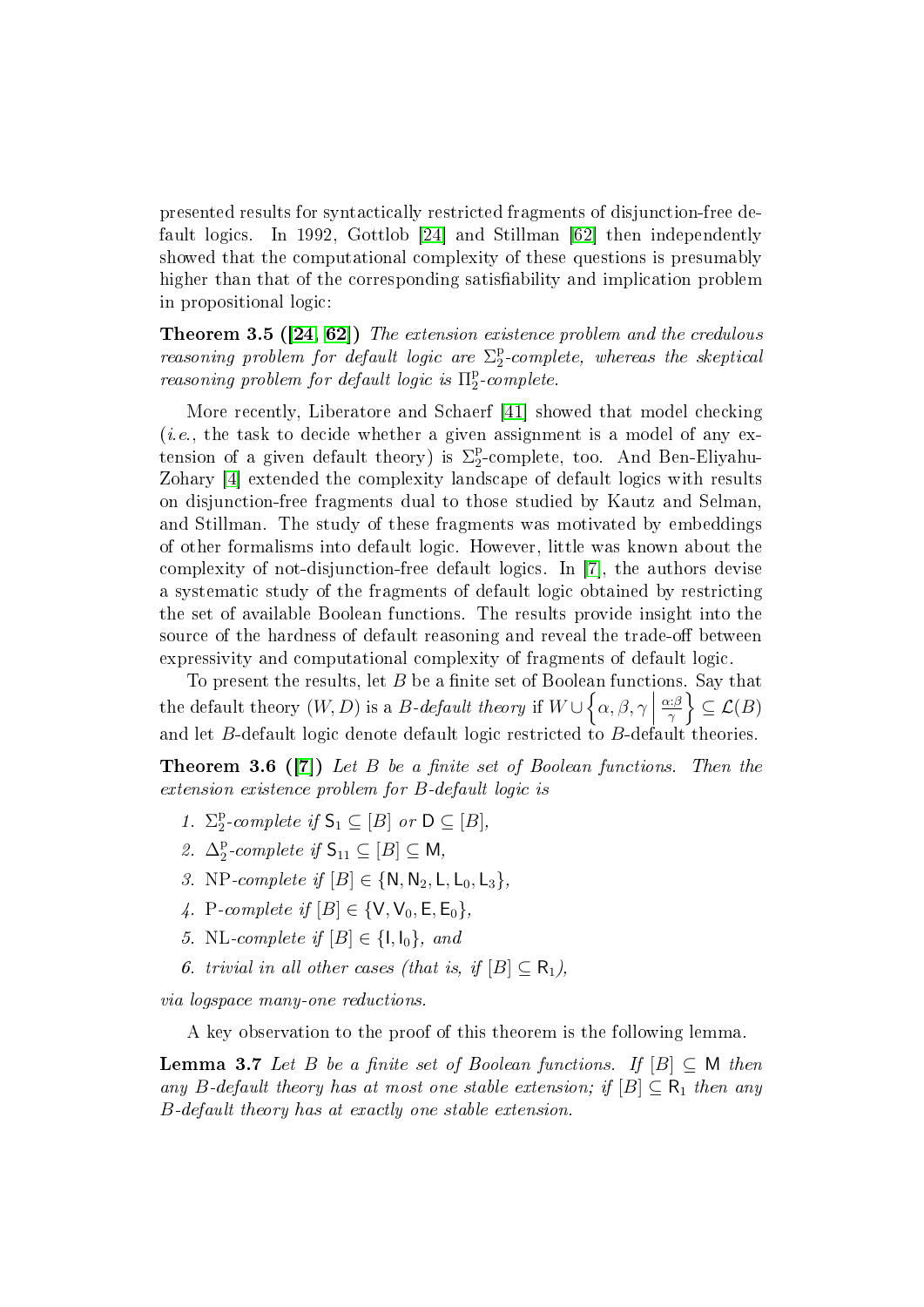presented results for syntactically restricted fragments of disjunction-free default logics. In 1992, Gottlob [24] and Stillman [62] then independently showed that the computational complexity of these questions is presumably higher than that of the corresponding satisfiability and implication problem in propositional logic:

**Theorem 3.5 ([24, 62])** *The extension existence problem and the credulous reasoning problem for default logic are $\Sigma_2^{\mathrm{p}}$-complete, whereas the skeptical reasoning problem for default logic is $\Pi_2^{\mathrm{p}}$-complete.*

More recently, Liberatore and Schaerf [41] showed that model checking (*i.e.*, the task to decide whether a given assignment is a model of any extension of a given default theory) is $\Sigma_2^{\mathrm{p}}$-complete, too. And Ben-Eliyahu-Zohary [4] extended the complexity landscape of default logics with results on disjunction-free fragments dual to those studied by Kautz and Selman, and Stillman. The study of these fragments was motivated by embeddings of other formalisms into default logic. However, little was known about the complexity of not-disjunction-free default logics. In [7], the authors devise a systematic study of the fragments of default logic obtained by restricting the set of available Boolean functions. The results provide insight into the source of the hardness of default reasoning and reveal the trade-off between expressivity and computational complexity of fragments of default logic.

To present the results, let $B$ be a finite set of Boolean functions. Say that the default theory $(W, D)$ is a *$B$-default theory* if $W \cup \left\{\alpha, \beta, \gamma \,\middle|\, \frac{\alpha:\beta}{\gamma}\right\} \subseteq \mathcal{L}(B)$ and let $B$-default logic denote default logic restricted to $B$-default theories.

**Theorem 3.6 ([7])** *Let $B$ be a finite set of Boolean functions. Then the extension existence problem for $B$-default logic is*

1. *$\Sigma_2^{\mathrm{p}}$-complete if $\mathsf{S}_1 \subseteq [B]$ or $\mathsf{D} \subseteq [B]$,*
2. *$\Delta_2^{\mathrm{p}}$-complete if $\mathsf{S}_{11} \subseteq [B] \subseteq \mathsf{M}$,*
3. *NP-complete if $[B] \in \{\mathsf{N}, \mathsf{N}_2, \mathsf{L}, \mathsf{L}_0, \mathsf{L}_3\}$,*
4. *P-complete if $[B] \in \{\mathsf{V}, \mathsf{V}_0, \mathsf{E}, \mathsf{E}_0\}$,*
5. *NL-complete if $[B] \in \{\mathsf{I}, \mathsf{I}_0\}$, and*
6. *trivial in all other cases (that is, if $[B] \subseteq \mathsf{R}_1$),*

*via logspace many-one reductions.*

A key observation to the proof of this theorem is the following lemma.

**Lemma 3.7** *Let $B$ be a finite set of Boolean functions. If $[B] \subseteq \mathsf{M}$ then any $B$-default theory has at most one stable extension; if $[B] \subseteq \mathsf{R}_1$ then any $B$-default theory has at exactly one stable extension.*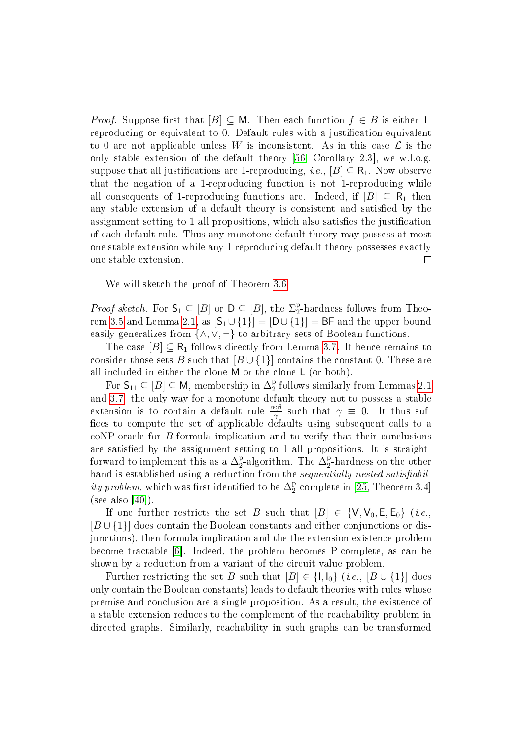*Proof.* Suppose first that $[B] \subseteq \mathsf{M}$. Then each function $f \in B$ is either 1-reproducing or equivalent to 0. Default rules with a justification equivalent to 0 are not applicable unless $W$ is inconsistent. As in this case $\mathcal{L}$ is the only stable extension of the default theory [56, Corollary 2.3], we w.l.o.g. suppose that all justifications are 1-reproducing, *i.e.*, $[B] \subseteq \mathsf{R}_1$. Now observe that the negation of a 1-reproducing function is not 1-reproducing while all consequents of 1-reproducing functions are. Indeed, if $[B] \subseteq \mathsf{R}_1$ then any stable extension of a default theory is consistent and satisfied by the assignment setting to 1 all propositions, which also satisfies the justification of each default rule. Thus any monotone default theory may possess at most one stable extension while any 1-reproducing default theory possesses exactly one stable extension. $\square$

We will sketch the proof of Theorem 3.6.

*Proof sketch.* For $\mathsf{S}_1 \subseteq [B]$ or $\mathsf{D} \subseteq [B]$, the $\Sigma_2^{\mathrm{p}}$-hardness follows from Theorem 3.5 and Lemma 2.1, as $[\mathsf{S}_1 \cup \{1\}] = [\mathsf{D} \cup \{1\}] = \mathsf{BF}$ and the upper bound easily generalizes from $\{\wedge, \vee, \neg\}$ to arbitrary sets of Boolean functions.

The case $[B] \subseteq \mathsf{R}_1$ follows directly from Lemma 3.7. It hence remains to consider those sets $B$ such that $[B \cup \{1\}]$ contains the constant 0. These are all included in either the clone $\mathsf{M}$ or the clone $\mathsf{L}$ (or both).

For $\mathsf{S}_{11} \subseteq [B] \subseteq \mathsf{M}$, membership in $\Delta_2^{\mathrm{p}}$ follows similarly from Lemmas 2.1 and 3.7: the only way for a monotone default theory not to possess a stable extension is to contain a default rule $\frac{\alpha:\beta}{\gamma}$ such that $\gamma \equiv 0$. It thus suffices to compute the set of applicable defaults using subsequent calls to a coNP-oracle for $B$-formula implication and to verify that their conclusions are satisfied by the assignment setting to 1 all propositions. It is straightforward to implement this as a $\Delta_2^{\mathrm{p}}$-algorithm. The $\Delta_2^{\mathrm{p}}$-hardness on the other hand is established using a reduction from the *sequentially nested satisfiability problem*, which was first identified to be $\Delta_2^{\mathrm{p}}$-complete in [25, Theorem 3.4] (see also [40]).

If one further restricts the set $B$ such that $[B] \in \{\mathsf{V}, \mathsf{V}_0, \mathsf{E}, \mathsf{E}_0\}$ (*i.e.*, $[B \cup \{1\}]$ does contain the Boolean constants and either conjunctions or disjunctions), then formula implication and the the extension existence problem become tractable [6]. Indeed, the problem becomes P-complete, as can be shown by a reduction from a variant of the circuit value problem.

Further restricting the set $B$ such that $[B] \in \{\mathsf{I}, \mathsf{I}_0\}$ (*i.e.*, $[B \cup \{1\}]$ does only contain the Boolean constants) leads to default theories with rules whose premise and conclusion are a single proposition. As a result, the existence of a stable extension reduces to the complement of the reachability problem in directed graphs. Similarly, reachability in such graphs can be transformed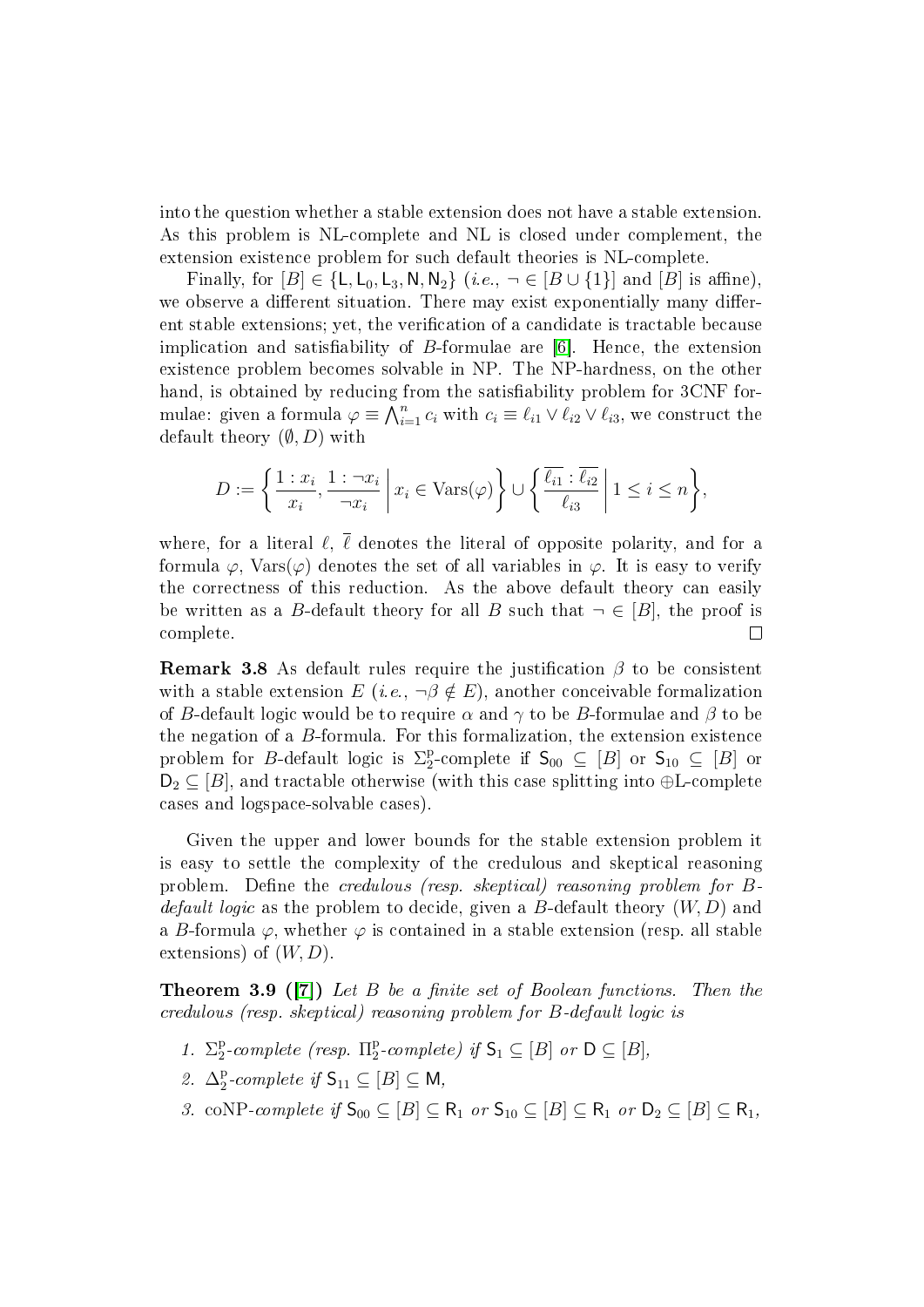into the question whether a stable extension does not have a stable extension. As this problem is NL-complete and NL is closed under complement, the extension existence problem for such default theories is NL-complete.

Finally, for $[B] \in \{\mathsf{L}, \mathsf{L}_0, \mathsf{L}_3, \mathsf{N}, \mathsf{N}_2\}$ (*i.e.*, $\neg \in [B \cup \{1\}]$ and $[B]$ is affine), we observe a different situation. There may exist exponentially many different stable extensions; yet, the verification of a candidate is tractable because implication and satisfiability of $B$-formulae are [6]. Hence, the extension existence problem becomes solvable in NP. The NP-hardness, on the other hand, is obtained by reducing from the satisfiability problem for 3CNF formulae: given a formula $\varphi \equiv \bigwedge_{i=1}^{n} c_i$ with $c_i \equiv \ell_{i1} \vee \ell_{i2} \vee \ell_{i3}$, we construct the default theory $(\emptyset, D)$ with

$$D := \left\{ \frac{1 : x_i}{x_i}, \frac{1 : \neg x_i}{\neg x_i} \;\middle|\; x_i \in \mathrm{Vars}(\varphi) \right\} \cup \left\{ \frac{\overline{\ell_{i1}} : \overline{\ell_{i2}}}{\ell_{i3}} \;\middle|\; 1 \leq i \leq n \right\},$$

where, for a literal $\ell$, $\overline{\ell}$ denotes the literal of opposite polarity, and for a formula $\varphi$, $\mathrm{Vars}(\varphi)$ denotes the set of all variables in $\varphi$. It is easy to verify the correctness of this reduction. As the above default theory can easily be written as a $B$-default theory for all $B$ such that $\neg \in [B]$, the proof is complete. □

**Remark 3.8** As default rules require the justification $\beta$ to be consistent with a stable extension $E$ (*i.e.*, $\neg\beta \notin E$), another conceivable formalization of $B$-default logic would be to require $\alpha$ and $\gamma$ to be $B$-formulae and $\beta$ to be the negation of a $B$-formula. For this formalization, the extension existence problem for $B$-default logic is $\Sigma_2^{\mathrm{p}}$-complete if $\mathsf{S}_{00} \subseteq [B]$ or $\mathsf{S}_{10} \subseteq [B]$ or $\mathsf{D}_2 \subseteq [B]$, and tractable otherwise (with this case splitting into $\oplus$L-complete cases and logspace-solvable cases).

Given the upper and lower bounds for the stable extension problem it is easy to settle the complexity of the credulous and skeptical reasoning problem. Define the *credulous (resp. skeptical) reasoning problem for $B$-default logic* as the problem to decide, given a $B$-default theory $(W, D)$ and a $B$-formula $\varphi$, whether $\varphi$ is contained in a stable extension (resp. all stable extensions) of $(W, D)$.

**Theorem 3.9 ([7])** *Let $B$ be a finite set of Boolean functions. Then the credulous (resp. skeptical) reasoning problem for $B$-default logic is*

1. *$\Sigma_2^{\mathrm{p}}$-complete (resp. $\Pi_2^{\mathrm{p}}$-complete) if $\mathsf{S}_1 \subseteq [B]$ or $\mathsf{D} \subseteq [B]$,*
2. *$\Delta_2^{\mathrm{p}}$-complete if $\mathsf{S}_{11} \subseteq [B] \subseteq \mathsf{M}$,*
3. *coNP-complete if $\mathsf{S}_{00} \subseteq [B] \subseteq \mathsf{R}_1$ or $\mathsf{S}_{10} \subseteq [B] \subseteq \mathsf{R}_1$ or $\mathsf{D}_2 \subseteq [B] \subseteq \mathsf{R}_1$,*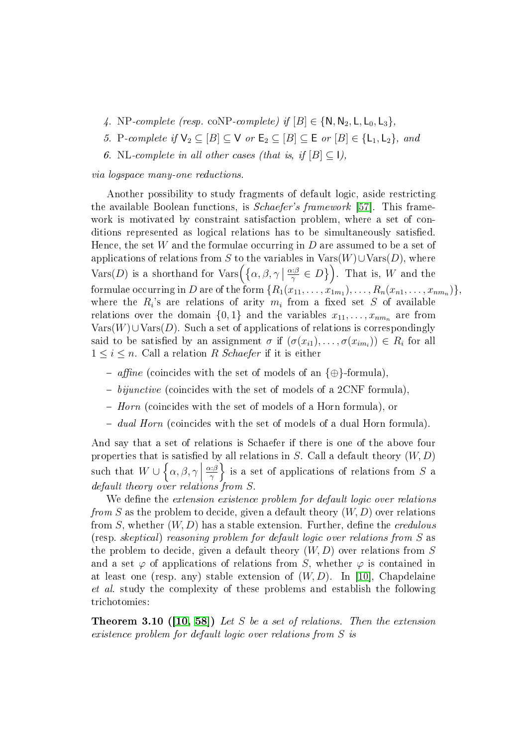4. NP-*complete (resp.* coNP-*complete) if* $[B] \in \{\mathsf{N}, \mathsf{N}_2, \mathsf{L}, \mathsf{L}_0, \mathsf{L}_3\}$,
5. P-*complete if* $\mathsf{V}_2 \subseteq [B] \subseteq \mathsf{V}$ *or* $\mathsf{E}_2 \subseteq [B] \subseteq \mathsf{E}$ *or* $[B] \in \{\mathsf{L}_1, \mathsf{L}_2\}$*, and*
6. NL-*complete in all other cases (that is, if* $[B] \subseteq \mathsf{I}$*),*

*via logspace many-one reductions.*

Another possibility to study fragments of default logic, aside restricting the available Boolean functions, is *Schaefer's framework* [57]. This framework is motivated by constraint satisfaction problem, where a set of conditions represented as logical relations has to be simultaneously satisfied. Hence, the set $W$ and the formulae occurring in $D$ are assumed to be a set of applications of relations from $S$ to the variables in $\mathrm{Vars}(W) \cup \mathrm{Vars}(D)$, where $\mathrm{Vars}(D)$ is a shorthand for $\mathrm{Vars}\Big(\big\{\alpha, \beta, \gamma \,\big|\, \frac{\alpha:\beta}{\gamma} \in D\big\}\Big)$. That is, $W$ and the formulae occurring in $D$ are of the form $\{R_1(x_{11}, \ldots, x_{1m_1}), \ldots, R_n(x_{n1}, \ldots, x_{nm_n})\}$, where the $R_i$'s are relations of arity $m_i$ from a fixed set $S$ of available relations over the domain $\{0, 1\}$ and the variables $x_{11}, \ldots, x_{nm_n}$ are from $\mathrm{Vars}(W) \cup \mathrm{Vars}(D)$. Such a set of applications of relations is correspondingly said to be satisfied by an assignment $\sigma$ if $(\sigma(x_{i1}), \ldots, \sigma(x_{im_i})) \in R_i$ for all $1 \leq i \leq n$. Call a relation $R$ *Schaefer* if it is either

- *affine* (coincides with the set of models of an $\{\oplus\}$-formula),
- *bijunctive* (coincides with the set of models of a 2CNF formula),
- *Horn* (coincides with the set of models of a Horn formula), or
- *dual Horn* (coincides with the set of models of a dual Horn formula).

And say that a set of relations is Schaefer if there is one of the above four properties that is satisfied by all relations in $S$. Call a default theory $(W, D)$ such that $W \cup \left\{\alpha, \beta, \gamma \,\middle|\, \frac{\alpha:\beta}{\gamma}\right\}$ is a set of applications of relations from $S$ a *default theory over relations from* $S$.

We define the *extension existence problem for default logic over relations from* $S$ as the problem to decide, given a default theory $(W, D)$ over relations from $S$, whether $(W, D)$ has a stable extension. Further, define the *credulous* (resp. *skeptical*) *reasoning problem for default logic over relations from* $S$ as the problem to decide, given a default theory $(W, D)$ over relations from $S$ and a set $\varphi$ of applications of relations from $S$, whether $\varphi$ is contained in at least one (resp. any) stable extension of $(W, D)$. In [10], Chapdelaine *et al.* study the complexity of these problems and establish the following trichotomies:

**Theorem 3.10 ([10, 58])** *Let $S$ be a set of relations. Then the extension existence problem for default logic over relations from $S$ is*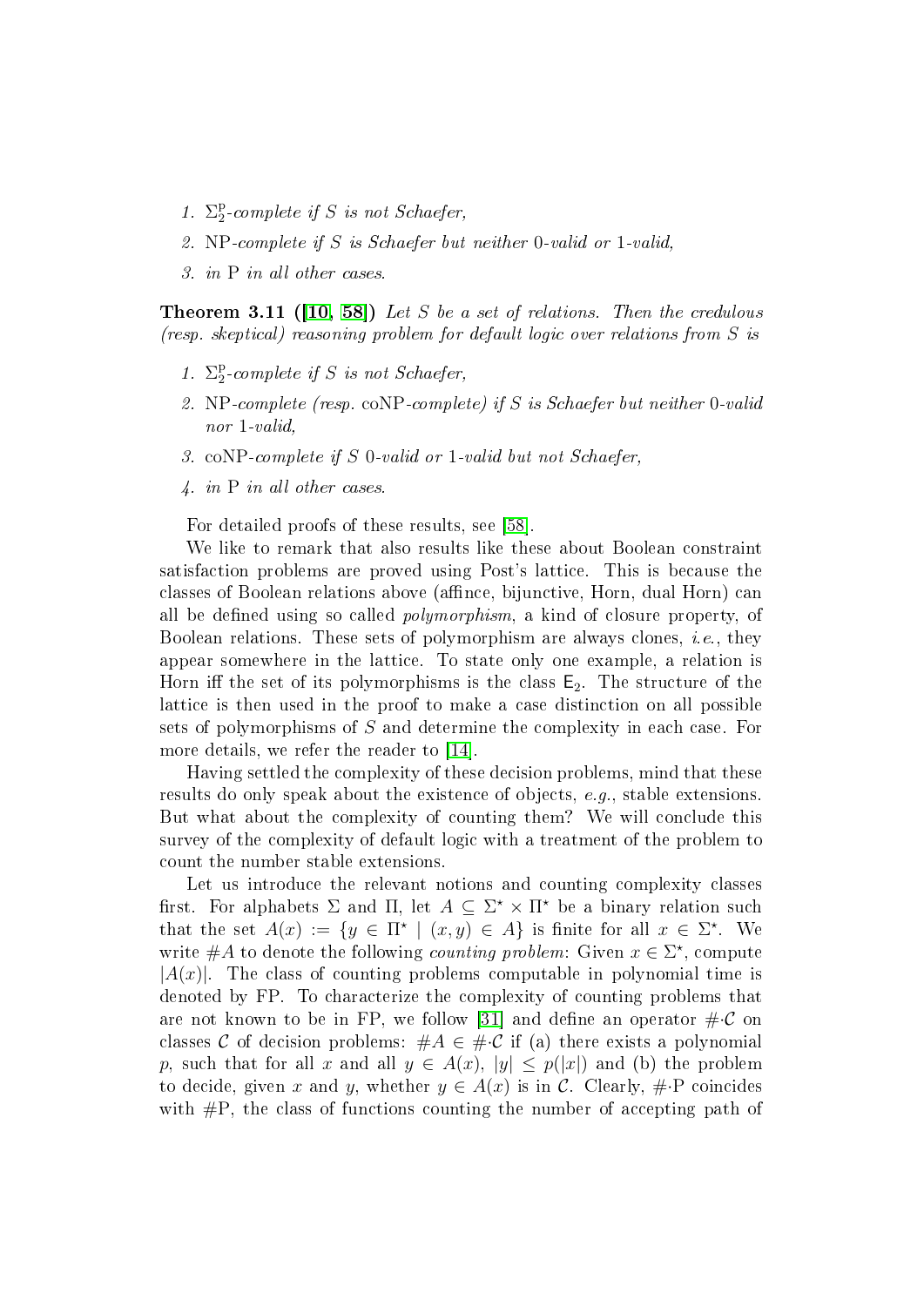1. $\Sigma_2^{\mathrm{p}}$-*complete if S is not Schaefer,*
2. NP-*complete if S is Schaefer but neither* 0-*valid or* 1-*valid,*
3. *in* P *in all other cases.*

**Theorem 3.11 ([10, 58])** *Let S be a set of relations. Then the credulous (resp. skeptical) reasoning problem for default logic over relations from S is*

1. $\Sigma_2^{\mathrm{p}}$-*complete if S is not Schaefer,*
2. NP-*complete (resp.* coNP-*complete) if S is Schaefer but neither* 0-*valid nor* 1-*valid,*
3. coNP-*complete if S* 0-*valid or* 1-*valid but not Schaefer,*
4. *in* P *in all other cases.*

For detailed proofs of these results, see [58].

We like to remark that also results like these about Boolean constraint satisfaction problems are proved using Post's lattice. This is because the classes of Boolean relations above (affince, bijunctive, Horn, dual Horn) can all be defined using so called *polymorphism*, a kind of closure property, of Boolean relations. These sets of polymorphism are always clones, *i.e.*, they appear somewhere in the lattice. To state only one example, a relation is Horn iff the set of its polymorphisms is the class $\mathsf{E}_2$. The structure of the lattice is then used in the proof to make a case distinction on all possible sets of polymorphisms of $S$ and determine the complexity in each case. For more details, we refer the reader to [14].

Having settled the complexity of these decision problems, mind that these results do only speak about the existence of objects, *e.g.*, stable extensions. But what about the complexity of counting them? We will conclude this survey of the complexity of default logic with a treatment of the problem to count the number stable extensions.

Let us introduce the relevant notions and counting complexity classes first. For alphabets $\Sigma$ and $\Pi$, let $A \subseteq \Sigma^\star \times \Pi^\star$ be a binary relation such that the set $A(x) := \{y \in \Pi^\star \mid (x, y) \in A\}$ is finite for all $x \in \Sigma^\star$. We write $\#A$ to denote the following *counting problem*: Given $x \in \Sigma^\star$, compute $|A(x)|$. The class of counting problems computable in polynomial time is denoted by FP. To characterize the complexity of counting problems that are not known to be in FP, we follow [31] and define an operator $\#\cdot\mathcal{C}$ on classes $\mathcal{C}$ of decision problems: $\#A \in \#\cdot\mathcal{C}$ if (a) there exists a polynomial $p$, such that for all $x$ and all $y \in A(x)$, $|y| \leq p(|x|)$ and (b) the problem to decide, given $x$ and $y$, whether $y \in A(x)$ is in $\mathcal{C}$. Clearly, $\#\cdot\mathrm{P}$ coincides with $\#\mathrm{P}$, the class of functions counting the number of accepting path of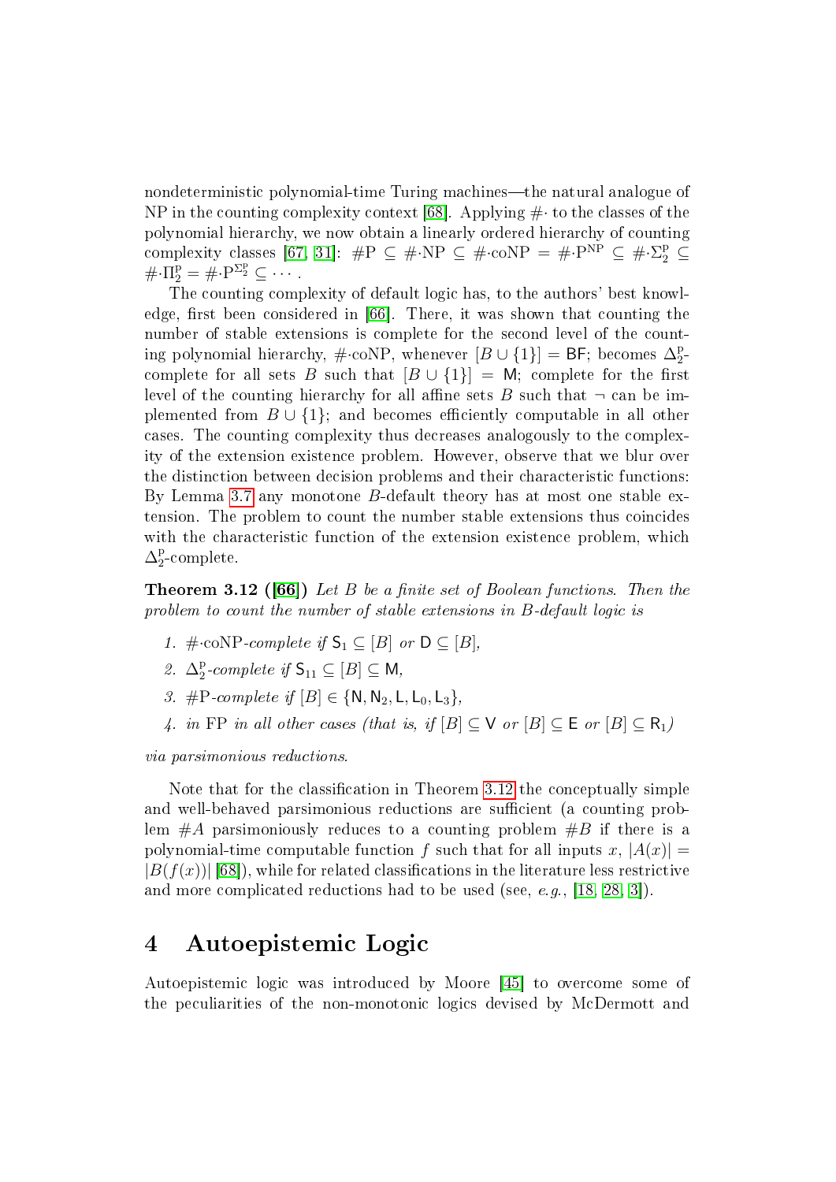nondeterministic polynomial-time Turing machines—the natural analogue of NP in the counting complexity context [68]. Applying $\#\cdot$ to the classes of the polynomial hierarchy, we now obtain a linearly ordered hierarchy of counting complexity classes [67, 31]: $\#\mathrm{P} \subseteq \#\cdot\mathrm{NP} \subseteq \#\cdot\mathrm{coNP} = \#\cdot\mathrm{P}^{\mathrm{NP}} \subseteq \#\cdot\Sigma_2^{\mathrm{p}} \subseteq \#\cdot\Pi_2^{\mathrm{p}} = \#\cdot\mathrm{P}^{\Sigma_2^{\mathrm{p}}} \subseteq \cdots$.

The counting complexity of default logic has, to the authors' best knowledge, first been considered in [66]. There, it was shown that counting the number of stable extensions is complete for the second level of the counting polynomial hierarchy, $\#\cdot\mathrm{coNP}$, whenever $[B \cup \{1\}] = \mathsf{BF}$; becomes $\Delta_2^{\mathrm{p}}$-complete for all sets $B$ such that $[B \cup \{1\}] = \mathsf{M}$; complete for the first level of the counting hierarchy for all affine sets $B$ such that $\neg$ can be implemented from $B \cup \{1\}$; and becomes efficiently computable in all other cases. The counting complexity thus decreases analogously to the complexity of the extension existence problem. However, observe that we blur over the distinction between decision problems and their characteristic functions: By Lemma 3.7 any monotone $B$-default theory has at most one stable extension. The problem to count the number stable extensions thus coincides with the characteristic function of the extension existence problem, which $\Delta_2^{\mathrm{p}}$-complete.

**Theorem 3.12 ([66])** *Let $B$ be a finite set of Boolean functions. Then the problem to count the number of stable extensions in $B$-default logic is*

1. *$\#\cdot\mathrm{coNP}$-complete if $\mathsf{S}_1 \subseteq [B]$ or $\mathsf{D} \subseteq [B]$,*
2. *$\Delta_2^{\mathrm{p}}$-complete if $\mathsf{S}_{11} \subseteq [B] \subseteq \mathsf{M}$,*
3. *$\#\mathrm{P}$-complete if $[B] \in \{\mathsf{N}, \mathsf{N}_2, \mathsf{L}, \mathsf{L}_0, \mathsf{L}_3\}$,*
4. *in FP in all other cases (that is, if $[B] \subseteq \mathsf{V}$ or $[B] \subseteq \mathsf{E}$ or $[B] \subseteq \mathsf{R}_1$)*

*via parsimonious reductions.*

Note that for the classification in Theorem 3.12 the conceptually simple and well-behaved parsimonious reductions are sufficient (a counting problem $\#A$ parsimoniously reduces to a counting problem $\#B$ if there is a polynomial-time computable function $f$ such that for all inputs $x$, $|A(x)| = |B(f(x))|$ [68]), while for related classifications in the literature less restrictive and more complicated reductions had to be used (see, *e.g.*, [18, 28, 3]).

# 4 Autoepistemic Logic

Autoepistemic logic was introduced by Moore [45] to overcome some of the peculiarities of the non-monotonic logics devised by McDermott and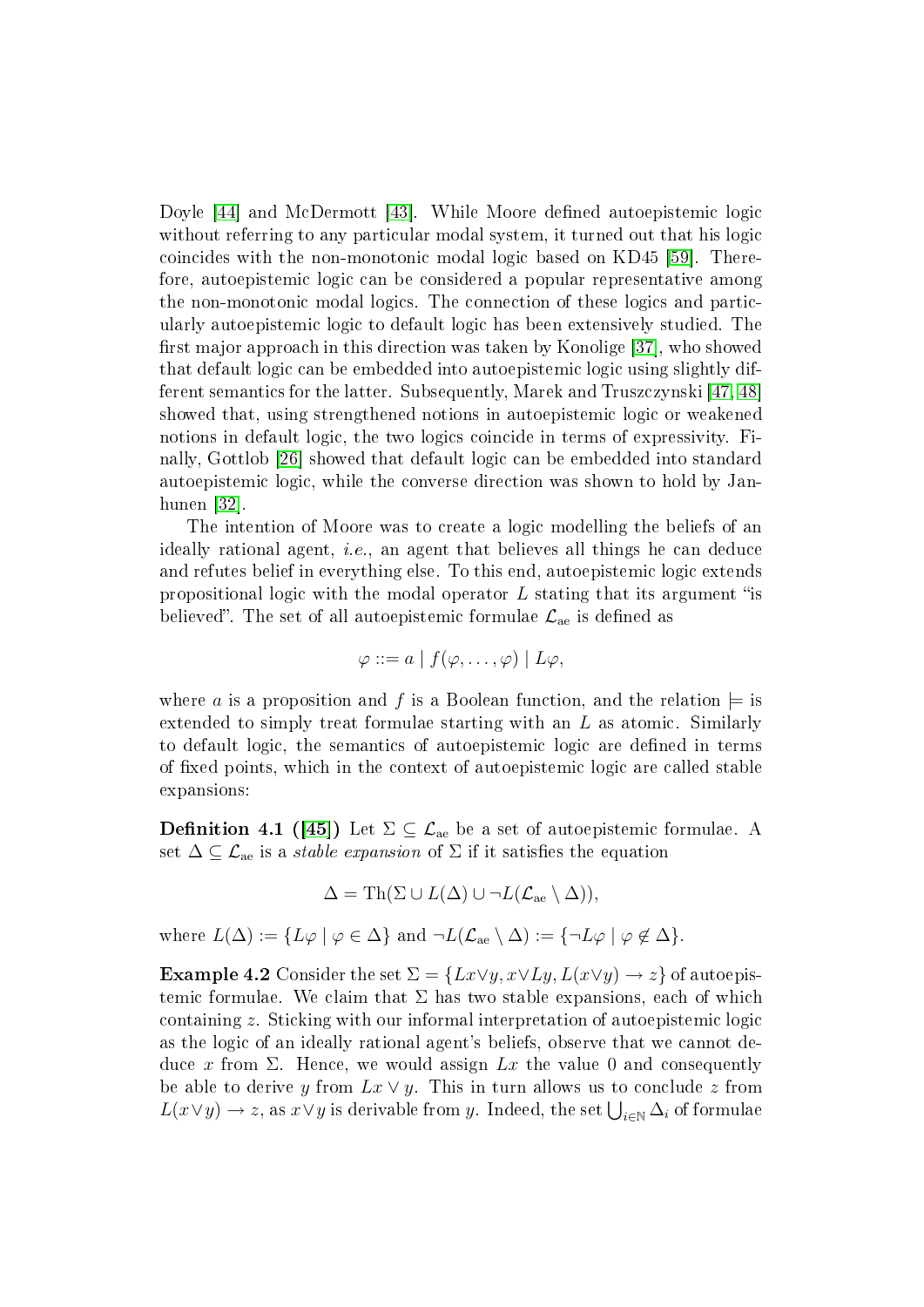Doyle [44] and McDermott [43]. While Moore defined autoepistemic logic without referring to any particular modal system, it turned out that his logic coincides with the non-monotonic modal logic based on KD45 [59]. Therefore, autoepistemic logic can be considered a popular representative among the non-monotonic modal logics. The connection of these logics and particularly autoepistemic logic to default logic has been extensively studied. The first major approach in this direction was taken by Konolige [37], who showed that default logic can be embedded into autoepistemic logic using slightly different semantics for the latter. Subsequently, Marek and Truszczynski [47, 48] showed that, using strengthened notions in autoepistemic logic or weakened notions in default logic, the two logics coincide in terms of expressivity. Finally, Gottlob [26] showed that default logic can be embedded into standard autoepistemic logic, while the converse direction was shown to hold by Janhunen [32].

The intention of Moore was to create a logic modelling the beliefs of an ideally rational agent, *i.e.*, an agent that believes all things he can deduce and refutes belief in everything else. To this end, autoepistemic logic extends propositional logic with the modal operator $L$ stating that its argument "is believed". The set of all autoepistemic formulae $\mathcal{L}_{\text{ae}}$ is defined as

$$\varphi ::= a \mid f(\varphi, \dots, \varphi) \mid L\varphi,$$

where $a$ is a proposition and $f$ is a Boolean function, and the relation $\models$ is extended to simply treat formulae starting with an $L$ as atomic. Similarly to default logic, the semantics of autoepistemic logic are defined in terms of fixed points, which in the context of autoepistemic logic are called stable expansions:

**Definition 4.1 ([45])** Let $\Sigma \subseteq \mathcal{L}_{\text{ae}}$ be a set of autoepistemic formulae. A set $\Delta \subseteq \mathcal{L}_{\text{ae}}$ is a *stable expansion* of $\Sigma$ if it satisfies the equation

$$\Delta = \text{Th}(\Sigma \cup L(\Delta) \cup \neg L(\mathcal{L}_{\text{ae}} \setminus \Delta)),$$

where $L(\Delta) := \{L\varphi \mid \varphi \in \Delta\}$ and $\neg L(\mathcal{L}_{\text{ae}} \setminus \Delta) := \{\neg L\varphi \mid \varphi \notin \Delta\}$.

**Example 4.2** Consider the set $\Sigma = \{Lx \vee y, x \vee Ly, L(x \vee y) \rightarrow z\}$ of autoepistemic formulae. We claim that $\Sigma$ has two stable expansions, each of which containing $z$. Sticking with our informal interpretation of autoepistemic logic as the logic of an ideally rational agent's beliefs, observe that we cannot deduce $x$ from $\Sigma$. Hence, we would assign $Lx$ the value 0 and consequently be able to derive $y$ from $Lx \vee y$. This in turn allows us to conclude $z$ from $L(x \vee y) \rightarrow z$, as $x \vee y$ is derivable from $y$. Indeed, the set $\bigcup_{i \in \mathbb{N}} \Delta_i$ of formulae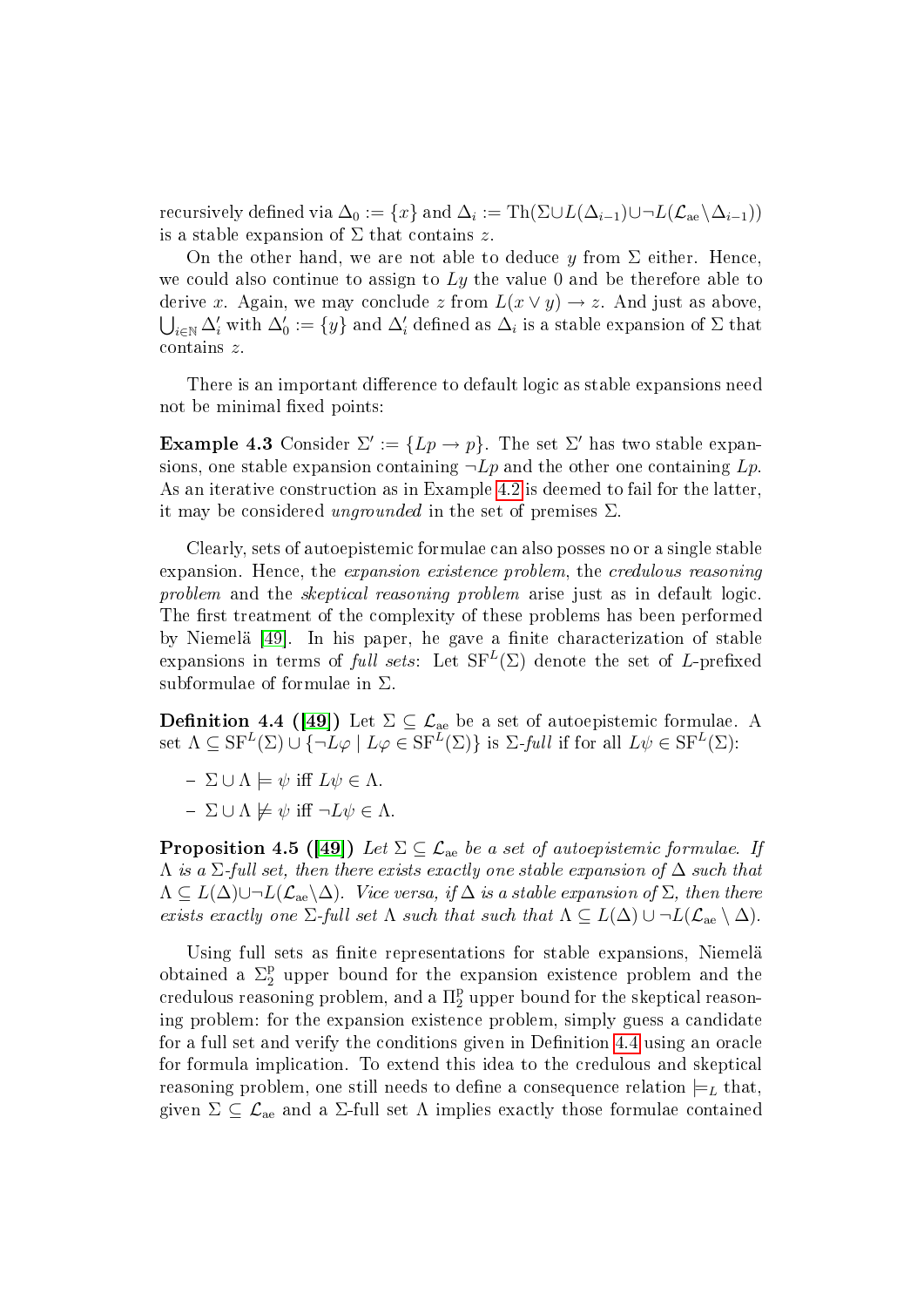recursively defined via $\Delta_0 := \{x\}$ and $\Delta_i := \mathrm{Th}(\Sigma \cup L(\Delta_{i-1}) \cup \neg L(\mathcal{L}_{\mathrm{ae}} \setminus \Delta_{i-1}))$ is a stable expansion of $\Sigma$ that contains $z$.

On the other hand, we are not able to deduce $y$ from $\Sigma$ either. Hence, we could also continue to assign to $Ly$ the value 0 and be therefore able to derive $x$. Again, we may conclude $z$ from $L(x \vee y) \to z$. And just as above, $\bigcup_{i \in \mathbb{N}} \Delta'_i$ with $\Delta'_0 := \{y\}$ and $\Delta'_i$ defined as $\Delta_i$ is a stable expansion of $\Sigma$ that contains $z$.

There is an important difference to default logic as stable expansions need not be minimal fixed points:

**Example 4.3** Consider $\Sigma' := \{Lp \to p\}$. The set $\Sigma'$ has two stable expansions, one stable expansion containing $\neg Lp$ and the other one containing $Lp$. As an iterative construction as in Example 4.2 is deemed to fail for the latter, it may be considered *ungrounded* in the set of premises $\Sigma$.

Clearly, sets of autoepistemic formulae can also posses no or a single stable expansion. Hence, the *expansion existence problem*, the *credulous reasoning problem* and the *skeptical reasoning problem* arise just as in default logic. The first treatment of the complexity of these problems has been performed by Niemelä [49]. In his paper, he gave a finite characterization of stable expansions in terms of *full sets*: Let $\mathrm{SF}^L(\Sigma)$ denote the set of $L$-prefixed subformulae of formulae in $\Sigma$.

**Definition 4.4 ([49])** Let $\Sigma \subseteq \mathcal{L}_{\mathrm{ae}}$ be a set of autoepistemic formulae. A set $\Lambda \subseteq \mathrm{SF}^L(\Sigma) \cup \{\neg L\varphi \mid L\varphi \in \mathrm{SF}^L(\Sigma)\}$ is $\Sigma$-*full* if for all $L\psi \in \mathrm{SF}^L(\Sigma)$:

- $\Sigma \cup \Lambda \models \psi$ iff $L\psi \in \Lambda$.
- $\Sigma \cup \Lambda \not\models \psi$ iff $\neg L\psi \in \Lambda$.

**Proposition 4.5 ([49])** *Let $\Sigma \subseteq \mathcal{L}_{\mathrm{ae}}$ be a set of autoepistemic formulae. If $\Lambda$ is a $\Sigma$-full set, then there exists exactly one stable expansion of $\Delta$ such that $\Lambda \subseteq L(\Delta) \cup \neg L(\mathcal{L}_{\mathrm{ae}} \setminus \Delta)$. Vice versa, if $\Delta$ is a stable expansion of $\Sigma$, then there exists exactly one $\Sigma$-full set $\Lambda$ such that such that $\Lambda \subseteq L(\Delta) \cup \neg L(\mathcal{L}_{\mathrm{ae}} \setminus \Delta)$.*

Using full sets as finite representations for stable expansions, Niemelä obtained a $\Sigma_2^{\mathrm{p}}$ upper bound for the expansion existence problem and the credulous reasoning problem, and a $\Pi_2^{\mathrm{p}}$ upper bound for the skeptical reasoning problem: for the expansion existence problem, simply guess a candidate for a full set and verify the conditions given in Definition 4.4 using an oracle for formula implication. To extend this idea to the credulous and skeptical reasoning problem, one still needs to define a consequence relation $\models_L$ that, given $\Sigma \subseteq \mathcal{L}_{\mathrm{ae}}$ and a $\Sigma$-full set $\Lambda$ implies exactly those formulae contained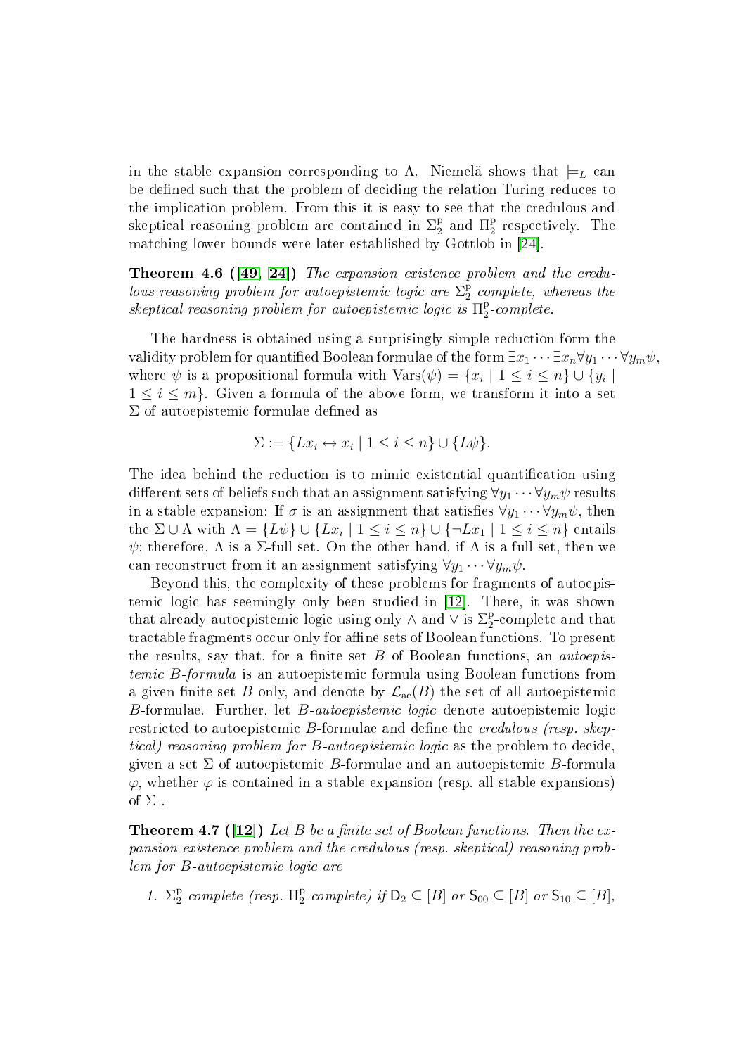in the stable expansion corresponding to $\Lambda$. Niemelä shows that $\models_L$ can be defined such that the problem of deciding the relation Turing reduces to the implication problem. From this it is easy to see that the credulous and skeptical reasoning problem are contained in $\Sigma_2^{\mathrm{p}}$ and $\Pi_2^{\mathrm{p}}$ respectively. The matching lower bounds were later established by Gottlob in [24].

**Theorem 4.6 ([49, 24])** *The expansion existence problem and the credulous reasoning problem for autoepistemic logic are $\Sigma_2^{\mathrm{p}}$-complete, whereas the skeptical reasoning problem for autoepistemic logic is $\Pi_2^{\mathrm{p}}$-complete.*

The hardness is obtained using a surprisingly simple reduction form the validity problem for quantified Boolean formulae of the form $\exists x_1 \cdots \exists x_n \forall y_1 \cdots \forall y_m \psi$, where $\psi$ is a propositional formula with $\mathrm{Vars}(\psi) = \{x_i \mid 1 \leq i \leq n\} \cup \{y_i \mid 1 \leq i \leq m\}$. Given a formula of the above form, we transform it into a set $\Sigma$ of autoepistemic formulae defined as

$$\Sigma := \{Lx_i \leftrightarrow x_i \mid 1 \leq i \leq n\} \cup \{L\psi\}.$$

The idea behind the reduction is to mimic existential quantification using different sets of beliefs such that an assignment satisfying $\forall y_1 \cdots \forall y_m \psi$ results in a stable expansion: If $\sigma$ is an assignment that satisfies $\forall y_1 \cdots \forall y_m \psi$, then the $\Sigma \cup \Lambda$ with $\Lambda = \{L\psi\} \cup \{Lx_i \mid 1 \leq i \leq n\} \cup \{\neg Lx_1 \mid 1 \leq i \leq n\}$ entails $\psi$; therefore, $\Lambda$ is a $\Sigma$-full set. On the other hand, if $\Lambda$ is a full set, then we can reconstruct from it an assignment satisfying $\forall y_1 \cdots \forall y_m \psi$.

Beyond this, the complexity of these problems for fragments of autoepistemic logic has seemingly only been studied in [12]. There, it was shown that already autoepistemic logic using only $\wedge$ and $\vee$ is $\Sigma_2^{\mathrm{p}}$-complete and that tractable fragments occur only for affine sets of Boolean functions. To present the results, say that, for a finite set $B$ of Boolean functions, an *autoepistemic $B$-formula* is an autoepistemic formula using Boolean functions from a given finite set $B$ only, and denote by $\mathcal{L}_{\mathrm{ae}}(B)$ the set of all autoepistemic $B$-formulae. Further, let *$B$-autoepistemic logic* denote autoepistemic logic restricted to autoepistemic $B$-formulae and define the *credulous (resp. skeptical) reasoning problem for $B$-autoepistemic logic* as the problem to decide, given a set $\Sigma$ of autoepistemic $B$-formulae and an autoepistemic $B$-formula $\varphi$, whether $\varphi$ is contained in a stable expansion (resp. all stable expansions) of $\Sigma$ .

**Theorem 4.7 ([12])** *Let $B$ be a finite set of Boolean functions. Then the expansion existence problem and the credulous (resp. skeptical) reasoning problem for $B$-autoepistemic logic are*

1. *$\Sigma_2^{\mathrm{p}}$-complete (resp. $\Pi_2^{\mathrm{p}}$-complete) if $\mathsf{D}_2 \subseteq [B]$ or $\mathsf{S}_{00} \subseteq [B]$ or $\mathsf{S}_{10} \subseteq [B]$,*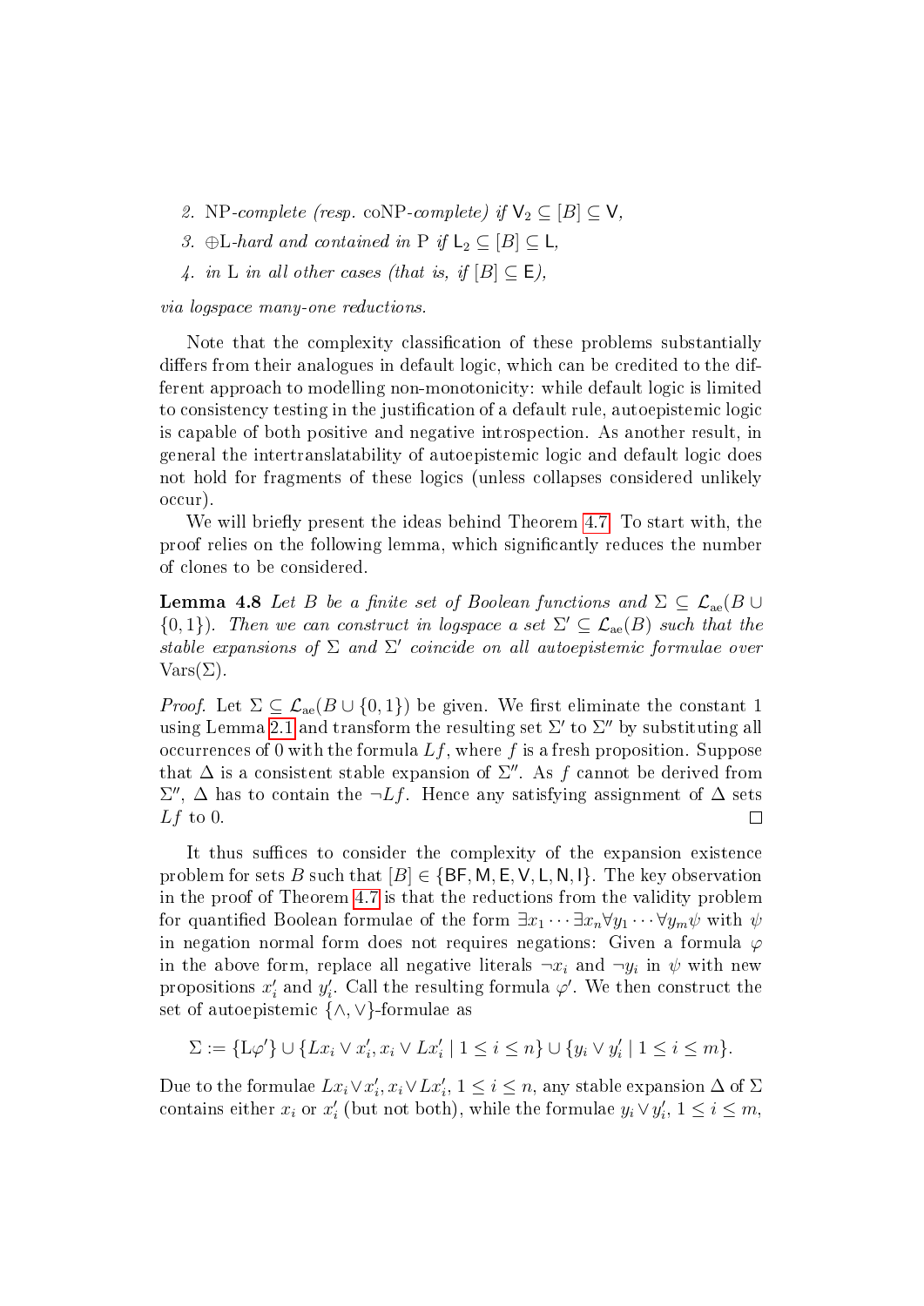2. NP-*complete (resp.* coNP-*complete) if* $\mathsf{V}_2 \subseteq [B] \subseteq \mathsf{V}$,
3. $\oplus$L-*hard and contained in* P *if* $\mathsf{L}_2 \subseteq [B] \subseteq \mathsf{L}$,
4. *in* L *in all other cases (that is, if* $[B] \subseteq \mathsf{E}$*),*

*via logspace many-one reductions.*

Note that the complexity classification of these problems substantially differs from their analogues in default logic, which can be credited to the different approach to modelling non-monotonicity: while default logic is limited to consistency testing in the justification of a default rule, autoepistemic logic is capable of both positive and negative introspection. As another result, in general the intertranslatability of autoepistemic logic and default logic does not hold for fragments of these logics (unless collapses considered unlikely occur).

We will briefly present the ideas behind Theorem 4.7. To start with, the proof relies on the following lemma, which significantly reduces the number of clones to be considered.

**Lemma 4.8** *Let* $B$ *be a finite set of Boolean functions and* $\Sigma \subseteq \mathcal{L}_{\mathrm{ae}}(B \cup \{0,1\})$*. Then we can construct in logspace a set* $\Sigma' \subseteq \mathcal{L}_{\mathrm{ae}}(B)$ *such that the stable expansions of* $\Sigma$ *and* $\Sigma'$ *coincide on all autoepistemic formulae over* $\mathrm{Vars}(\Sigma)$.

*Proof.* Let $\Sigma \subseteq \mathcal{L}_{\mathrm{ae}}(B \cup \{0,1\})$ be given. We first eliminate the constant 1 using Lemma 2.1 and transform the resulting set $\Sigma'$ to $\Sigma''$ by substituting all occurrences of 0 with the formula $Lf$, where $f$ is a fresh proposition. Suppose that $\Delta$ is a consistent stable expansion of $\Sigma''$. As $f$ cannot be derived from $\Sigma''$, $\Delta$ has to contain the $\neg Lf$. Hence any satisfying assignment of $\Delta$ sets $Lf$ to 0. ☐

It thus suffices to consider the complexity of the expansion existence problem for sets $B$ such that $[B] \in \{\mathsf{BF}, \mathsf{M}, \mathsf{E}, \mathsf{V}, \mathsf{L}, \mathsf{N}, \mathsf{I}\}$. The key observation in the proof of Theorem 4.7 is that the reductions from the validity problem for quantified Boolean formulae of the form $\exists x_1 \cdots \exists x_n \forall y_1 \cdots \forall y_m \psi$ with $\psi$ in negation normal form does not requires negations: Given a formula $\varphi$ in the above form, replace all negative literals $\neg x_i$ and $\neg y_i$ in $\psi$ with new propositions $x_i'$ and $y_i'$. Call the resulting formula $\varphi'$. We then construct the set of autoepistemic $\{\wedge, \vee\}$-formulae as

$$\Sigma := \{\mathrm{L}\varphi'\} \cup \{Lx_i \vee x_i', x_i \vee Lx_i' \mid 1 \le i \le n\} \cup \{y_i \vee y_i' \mid 1 \le i \le m\}.$$

Due to the formulae $Lx_i \vee x_i', x_i \vee Lx_i'$, $1 \le i \le n$, any stable expansion $\Delta$ of $\Sigma$ contains either $x_i$ or $x_i'$ (but not both), while the formulae $y_i \vee y_i'$, $1 \le i \le m$,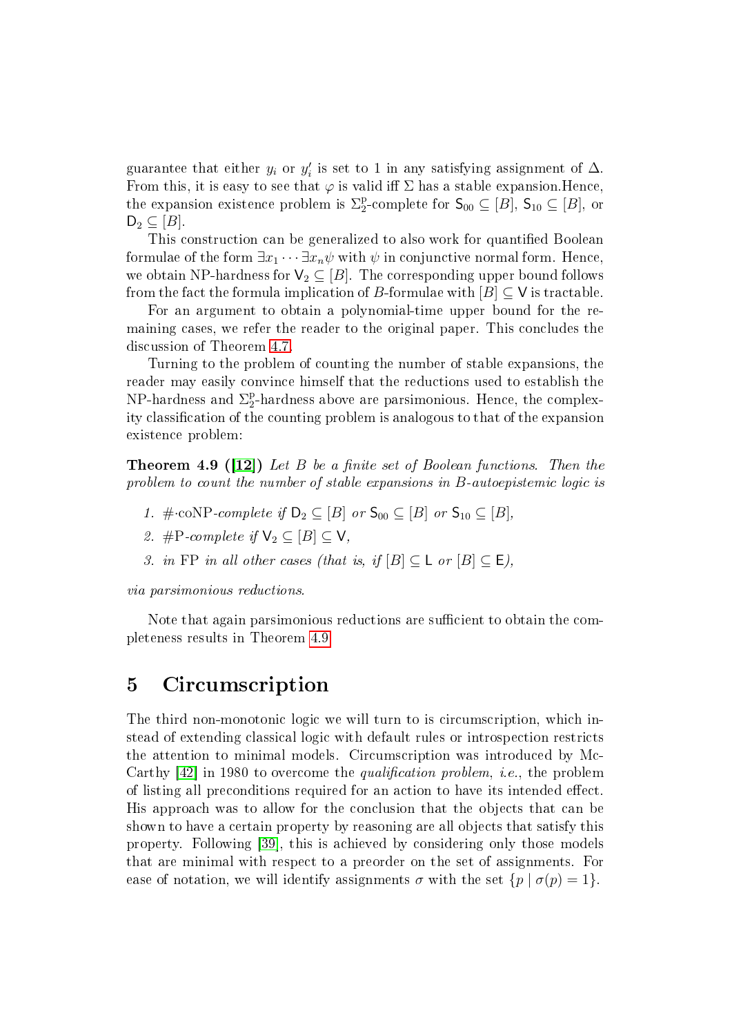guarantee that either $y_i$ or $y'_i$ is set to 1 in any satisfying assignment of $\Delta$. From this, it is easy to see that $\varphi$ is valid iff $\Sigma$ has a stable expansion.Hence, the expansion existence problem is $\Sigma_2^{\mathrm{p}}$-complete for $\mathsf{S}_{00} \subseteq [B]$, $\mathsf{S}_{10} \subseteq [B]$, or $\mathsf{D}_2 \subseteq [B]$.

This construction can be generalized to also work for quantified Boolean formulae of the form $\exists x_1 \cdots \exists x_n \psi$ with $\psi$ in conjunctive normal form. Hence, we obtain NP-hardness for $\mathsf{V}_2 \subseteq [B]$. The corresponding upper bound follows from the fact the formula implication of $B$-formulae with $[B] \subseteq \mathsf{V}$ is tractable.

For an argument to obtain a polynomial-time upper bound for the remaining cases, we refer the reader to the original paper. This concludes the discussion of Theorem 4.7.

Turning to the problem of counting the number of stable expansions, the reader may easily convince himself that the reductions used to establish the NP-hardness and $\Sigma_2^{\mathrm{p}}$-hardness above are parsimonious. Hence, the complexity classification of the counting problem is analogous to that of the expansion existence problem:

**Theorem 4.9 ([12])** *Let $B$ be a finite set of Boolean functions. Then the problem to count the number of stable expansions in $B$-autoepistemic logic is*

1. *$\#\cdot$coNP-complete if $\mathsf{D}_2 \subseteq [B]$ or $\mathsf{S}_{00} \subseteq [B]$ or $\mathsf{S}_{10} \subseteq [B]$,*
2. *#P-complete if $\mathsf{V}_2 \subseteq [B] \subseteq \mathsf{V}$,*
3. *in FP in all other cases (that is, if $[B] \subseteq \mathsf{L}$ or $[B] \subseteq \mathsf{E}$),*

*via parsimonious reductions.*

Note that again parsimonious reductions are sufficient to obtain the completeness results in Theorem 4.9.

## 5 Circumscription

The third non-monotonic logic we will turn to is circumscription, which instead of extending classical logic with default rules or introspection restricts the attention to minimal models. Circumscription was introduced by McCarthy [42] in 1980 to overcome the *qualification problem*, *i.e.*, the problem of listing all preconditions required for an action to have its intended effect. His approach was to allow for the conclusion that the objects that can be shown to have a certain property by reasoning are all objects that satisfy this property. Following [39], this is achieved by considering only those models that are minimal with respect to a preorder on the set of assignments. For ease of notation, we will identify assignments $\sigma$ with the set $\{p \mid \sigma(p) = 1\}$.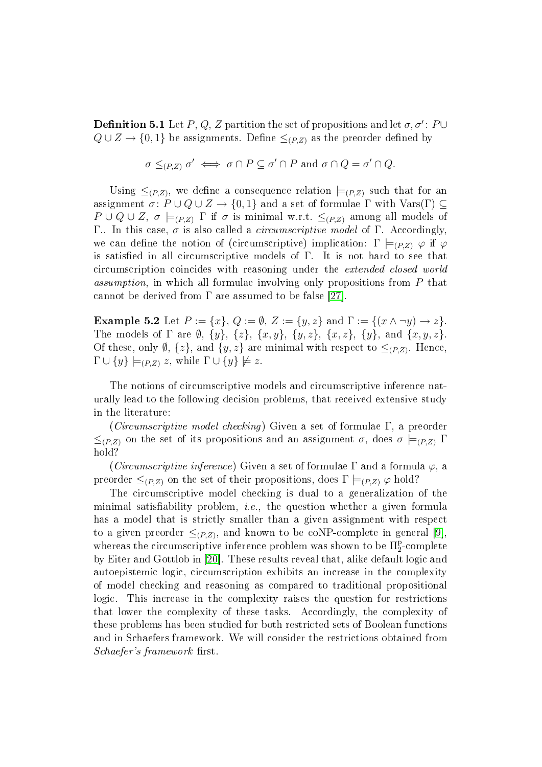**Definition 5.1** Let $P$, $Q$, $Z$ partition the set of propositions and let $\sigma, \sigma' \colon P \cup Q \cup Z \to \{0,1\}$ be assignments. Define $\leq_{(P,Z)}$ as the preorder defined by

$$\sigma \leq_{(P,Z)} \sigma' \iff \sigma \cap P \subseteq \sigma' \cap P \text{ and } \sigma \cap Q = \sigma' \cap Q.$$

Using $\leq_{(P,Z)}$, we define a consequence relation $\models_{(P,Z)}$ such that for an assignment $\sigma \colon P \cup Q \cup Z \to \{0,1\}$ and a set of formulae $\Gamma$ with $\mathrm{Vars}(\Gamma) \subseteq P \cup Q \cup Z$, $\sigma \models_{(P,Z)} \Gamma$ if $\sigma$ is minimal w.r.t. $\leq_{(P,Z)}$ among all models of $\Gamma$.. In this case, $\sigma$ is also called a *circumscriptive model* of $\Gamma$. Accordingly, we can define the notion of (circumscriptive) implication: $\Gamma \models_{(P,Z)} \varphi$ if $\varphi$ is satisfied in all circumscriptive models of $\Gamma$. It is not hard to see that circumscription coincides with reasoning under the *extended closed world assumption*, in which all formulae involving only propositions from $P$ that cannot be derived from $\Gamma$ are assumed to be false [27].

**Example 5.2** Let $P := \{x\}$, $Q := \emptyset$, $Z := \{y, z\}$ and $\Gamma := \{(x \wedge \neg y) \to z\}$. The models of $\Gamma$ are $\emptyset$, $\{y\}$, $\{z\}$, $\{x, y\}$, $\{y, z\}$, $\{x, z\}$, $\{y\}$, and $\{x, y, z\}$. Of these, only $\emptyset$, $\{z\}$, and $\{y, z\}$ are minimal with respect to $\leq_{(P,Z)}$. Hence, $\Gamma \cup \{y\} \models_{(P,Z)} z$, while $\Gamma \cup \{y\} \not\models z$.

The notions of circumscriptive models and circumscriptive inference naturally lead to the following decision problems, that received extensive study in the literature:

(*Circumscriptive model checking*) Given a set of formulae $\Gamma$, a preorder $\leq_{(P,Z)}$ on the set of its propositions and an assignment $\sigma$, does $\sigma \models_{(P,Z)} \Gamma$ hold?

(*Circumscriptive inference*) Given a set of formulae $\Gamma$ and a formula $\varphi$, a preorder $\leq_{(P,Z)}$ on the set of their propositions, does $\Gamma \models_{(P,Z)} \varphi$ hold?

The circumscriptive model checking is dual to a generalization of the minimal satisfiability problem, *i.e.*, the question whether a given formula has a model that is strictly smaller than a given assignment with respect to a given preorder $\leq_{(P,Z)}$, and known to be coNP-complete in general [9], whereas the circumscriptive inference problem was shown to be $\Pi_2^{\mathrm{p}}$-complete by Eiter and Gottlob in [20]. These results reveal that, alike default logic and autoepistemic logic, circumscription exhibits an increase in the complexity of model checking and reasoning as compared to traditional propositional logic. This increase in the complexity raises the question for restrictions that lower the complexity of these tasks. Accordingly, the complexity of these problems has been studied for both restricted sets of Boolean functions and in Schaefers framework. We will consider the restrictions obtained from *Schaefer's framework* first.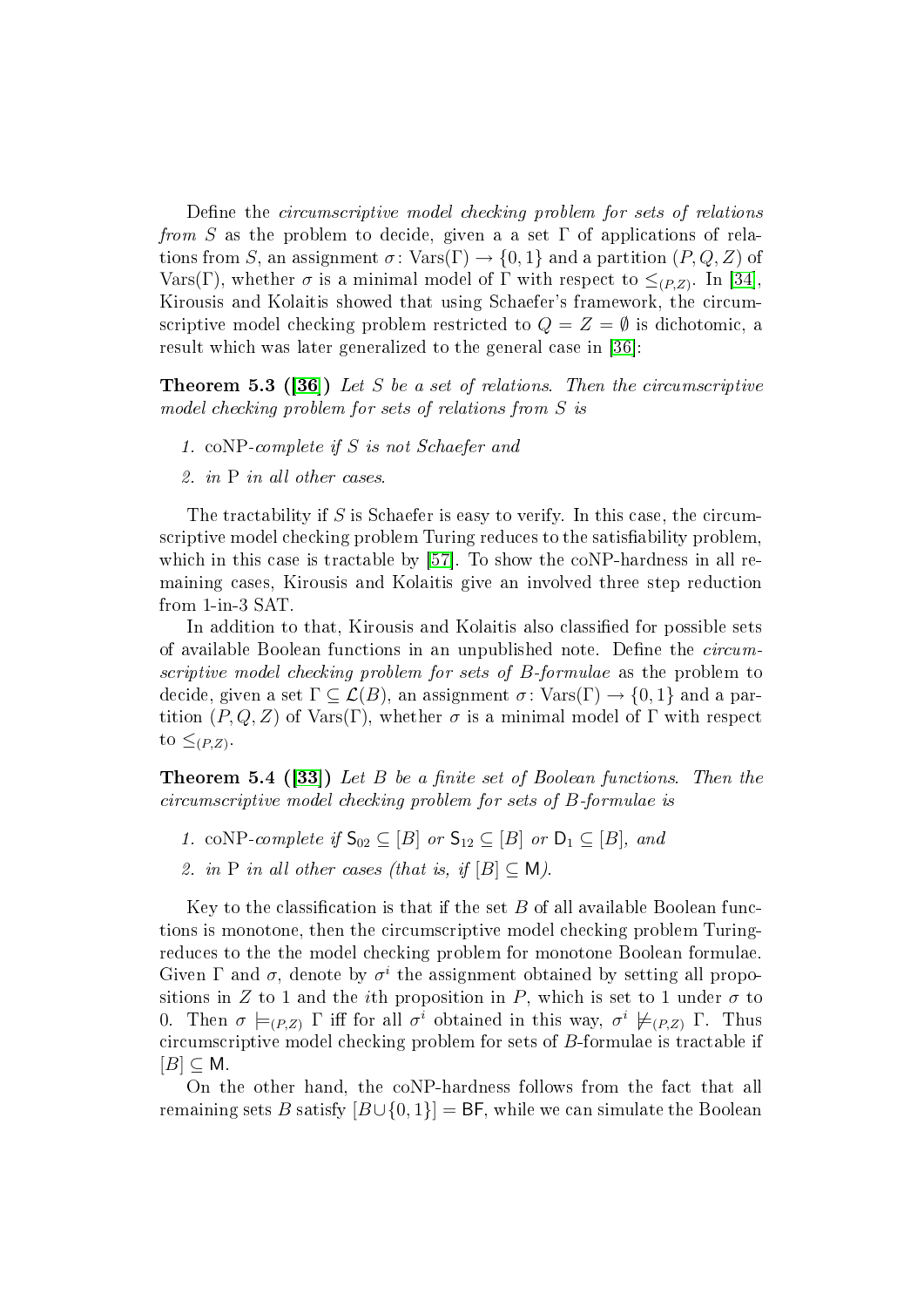Define the *circumscriptive model checking problem for sets of relations from S* as the problem to decide, given a a set $\Gamma$ of applications of relations from $S$, an assignment $\sigma\colon \mathrm{Vars}(\Gamma) \to \{0,1\}$ and a partition $(P,Q,Z)$ of $\mathrm{Vars}(\Gamma)$, whether $\sigma$ is a minimal model of $\Gamma$ with respect to $\leq_{(P,Z)}$. In [34], Kirousis and Kolaitis showed that using Schaefer's framework, the circumscriptive model checking problem restricted to $Q = Z = \emptyset$ is dichotomic, a result which was later generalized to the general case in [36]:

**Theorem 5.3 ([36])** *Let $S$ be a set of relations. Then the circumscriptive model checking problem for sets of relations from $S$ is*

1. *coNP-complete if $S$ is not Schaefer and*
2. *in P in all other cases.*

The tractability if $S$ is Schaefer is easy to verify. In this case, the circumscriptive model checking problem Turing reduces to the satisfiability problem, which in this case is tractable by [57]. To show the coNP-hardness in all remaining cases, Kirousis and Kolaitis give an involved three step reduction from 1-in-3 SAT.

In addition to that, Kirousis and Kolaitis also classified for possible sets of available Boolean functions in an unpublished note. Define the *circumscriptive model checking problem for sets of B-formulae* as the problem to decide, given a set $\Gamma \subseteq \mathcal{L}(B)$, an assignment $\sigma\colon \mathrm{Vars}(\Gamma) \to \{0,1\}$ and a partition $(P,Q,Z)$ of $\mathrm{Vars}(\Gamma)$, whether $\sigma$ is a minimal model of $\Gamma$ with respect to $\leq_{(P,Z)}$.

**Theorem 5.4 ([33])** *Let $B$ be a finite set of Boolean functions. Then the circumscriptive model checking problem for sets of $B$-formulae is*

1. *coNP-complete if $\mathsf{S}_{02} \subseteq [B]$ or $\mathsf{S}_{12} \subseteq [B]$ or $\mathsf{D}_1 \subseteq [B]$, and*
2. *in P in all other cases (that is, if $[B] \subseteq \mathsf{M}$).*

Key to the classification is that if the set $B$ of all available Boolean functions is monotone, then the circumscriptive model checking problem Turing-reduces to the the model checking problem for monotone Boolean formulae. Given $\Gamma$ and $\sigma$, denote by $\sigma^i$ the assignment obtained by setting all propositions in $Z$ to 1 and the $i$th proposition in $P$, which is set to 1 under $\sigma$ to 0. Then $\sigma \models_{(P,Z)} \Gamma$ iff for all $\sigma^i$ obtained in this way, $\sigma^i \not\models_{(P,Z)} \Gamma$. Thus circumscriptive model checking problem for sets of $B$-formulae is tractable if $[B] \subseteq \mathsf{M}$.

On the other hand, the coNP-hardness follows from the fact that all remaining sets $B$ satisfy $[B \cup \{0,1\}] = \mathsf{BF}$, while we can simulate the Boolean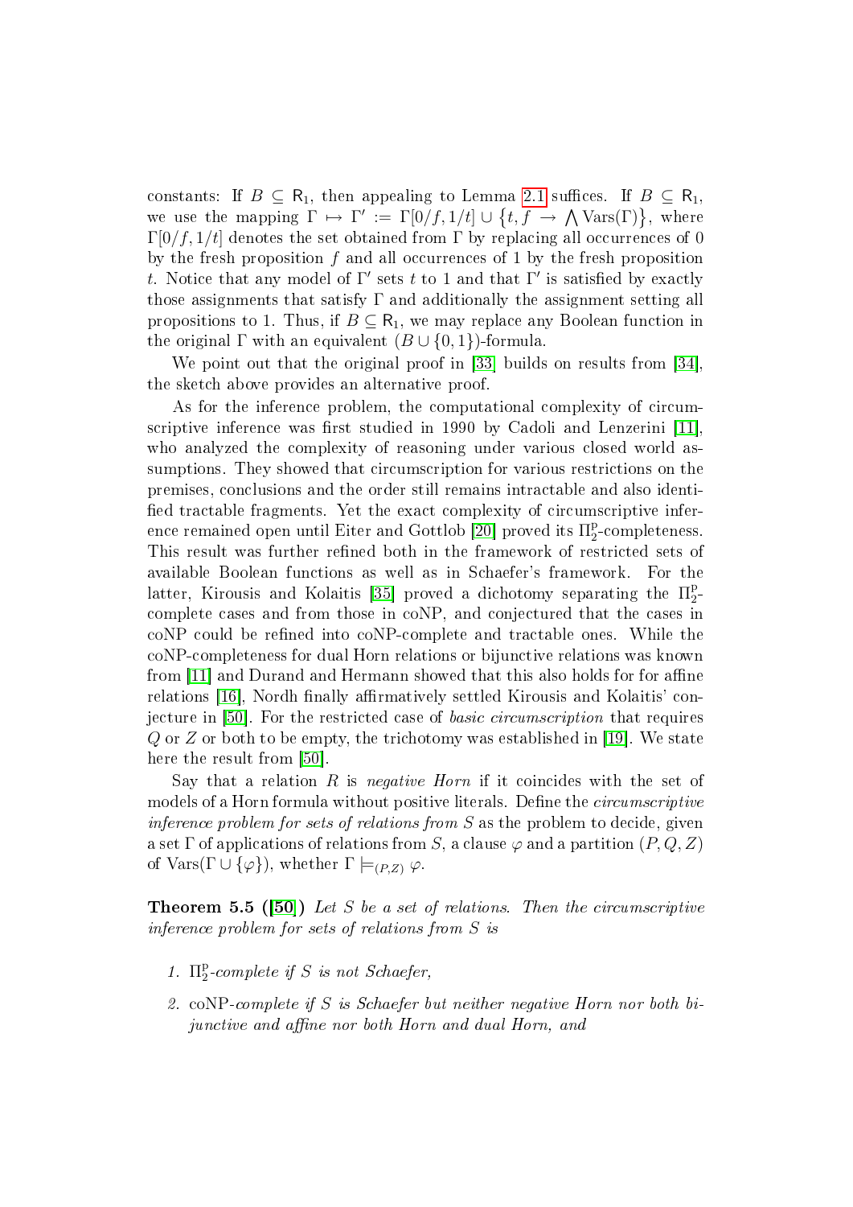constants: If $B \subseteq \mathsf{R}_1$, then appealing to Lemma 2.1 suffices. If $B \subseteq \mathsf{R}_1$, we use the mapping $\Gamma \mapsto \Gamma' := \Gamma[0/f, 1/t] \cup \{t, f \rightarrow \bigwedge \mathrm{Vars}(\Gamma)\}$, where $\Gamma[0/f, 1/t]$ denotes the set obtained from $\Gamma$ by replacing all occurrences of 0 by the fresh proposition $f$ and all occurrences of 1 by the fresh proposition $t$. Notice that any model of $\Gamma'$ sets $t$ to 1 and that $\Gamma'$ is satisfied by exactly those assignments that satisfy $\Gamma$ and additionally the assignment setting all propositions to 1. Thus, if $B \subseteq \mathsf{R}_1$, we may replace any Boolean function in the original $\Gamma$ with an equivalent $(B \cup \{0, 1\})$-formula.

We point out that the original proof in [33] builds on results from [34], the sketch above provides an alternative proof.

As for the inference problem, the computational complexity of circumscriptive inference was first studied in 1990 by Cadoli and Lenzerini [11], who analyzed the complexity of reasoning under various closed world assumptions. They showed that circumscription for various restrictions on the premises, conclusions and the order still remains intractable and also identified tractable fragments. Yet the exact complexity of circumscriptive inference remained open until Eiter and Gottlob [20] proved its $\Pi_2^{\mathrm{p}}$-completeness. This result was further refined both in the framework of restricted sets of available Boolean functions as well as in Schaefer's framework. For the latter, Kirousis and Kolaitis [35] proved a dichotomy separating the $\Pi_2^{\mathrm{p}}$-complete cases and from those in coNP, and conjectured that the cases in coNP could be refined into coNP-complete and tractable ones. While the coNP-completeness for dual Horn relations or bijunctive relations was known from [11] and Durand and Hermann showed that this also holds for for affine relations [16], Nordh finally affirmatively settled Kirousis and Kolaitis' conjecture in [50]. For the restricted case of *basic circumscription* that requires $Q$ or $Z$ or both to be empty, the trichotomy was established in [19]. We state here the result from [50].

Say that a relation $R$ is *negative Horn* if it coincides with the set of models of a Horn formula without positive literals. Define the *circumscriptive inference problem for sets of relations from S* as the problem to decide, given a set $\Gamma$ of applications of relations from $S$, a clause $\varphi$ and a partition $(P, Q, Z)$ of $\mathrm{Vars}(\Gamma \cup \{\varphi\})$, whether $\Gamma \models_{(P,Z)} \varphi$.

**Theorem 5.5 ([50])** *Let $S$ be a set of relations. Then the circumscriptive inference problem for sets of relations from $S$ is*

1. *$\Pi_2^{\mathrm{p}}$-complete if $S$ is not Schaefer,*
2. *coNP-complete if $S$ is Schaefer but neither negative Horn nor both bijunctive and affine nor both Horn and dual Horn, and*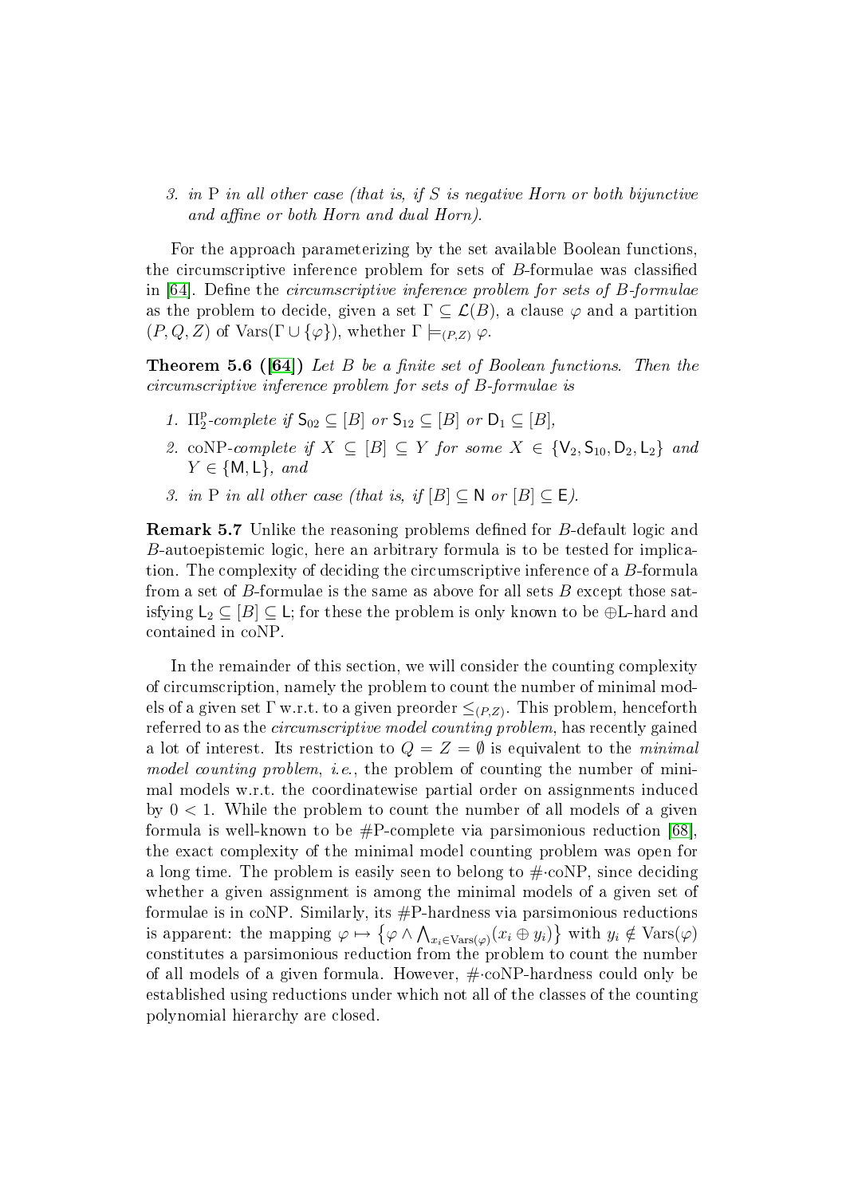3. *in* P *in all other case (that is, if* $S$ *is negative Horn or both bijunctive and affine or both Horn and dual Horn).*

For the approach parameterizing by the set available Boolean functions, the circumscriptive inference problem for sets of $B$-formulae was classified in [64]. Define the *circumscriptive inference problem for sets of* $B$*-formulae* as the problem to decide, given a set $\Gamma \subseteq \mathcal{L}(B)$, a clause $\varphi$ and a partition $(P, Q, Z)$ of $\mathrm{Vars}(\Gamma \cup \{\varphi\})$, whether $\Gamma \models_{(P,Z)} \varphi$.

**Theorem 5.6 ([64])** *Let* $B$ *be a finite set of Boolean functions. Then the circumscriptive inference problem for sets of* $B$*-formulae is*

1. $\Pi_2^{\mathrm{p}}$*-complete if* $\mathsf{S}_{02} \subseteq [B]$ *or* $\mathsf{S}_{12} \subseteq [B]$ *or* $\mathsf{D}_1 \subseteq [B]$,
2. coNP*-complete if* $X \subseteq [B] \subseteq Y$ *for some* $X \in \{\mathsf{V}_2, \mathsf{S}_{10}, \mathsf{D}_2, \mathsf{L}_2\}$ *and* $Y \in \{\mathsf{M}, \mathsf{L}\}$*, and*
3. *in* P *in all other case (that is, if* $[B] \subseteq \mathsf{N}$ *or* $[B] \subseteq \mathsf{E}$*).*

**Remark 5.7** Unlike the reasoning problems defined for $B$-default logic and $B$-autoepistemic logic, here an arbitrary formula is to be tested for implication. The complexity of deciding the circumscriptive inference of a $B$-formula from a set of $B$-formulae is the same as above for all sets $B$ except those satisfying $\mathsf{L}_2 \subseteq [B] \subseteq \mathsf{L}$; for these the problem is only known to be $\oplus$L-hard and contained in coNP.

In the remainder of this section, we will consider the counting complexity of circumscription, namely the problem to count the number of minimal models of a given set $\Gamma$ w.r.t. to a given preorder $\leq_{(P,Z)}$. This problem, henceforth referred to as the *circumscriptive model counting problem*, has recently gained a lot of interest. Its restriction to $Q = Z = \emptyset$ is equivalent to the *minimal model counting problem*, *i.e.*, the problem of counting the number of minimal models w.r.t. the coordinatewise partial order on assignments induced by $0 < 1$. While the problem to count the number of all models of a given formula is well-known to be #P-complete via parsimonious reduction [68], the exact complexity of the minimal model counting problem was open for a long time. The problem is easily seen to belong to #·coNP, since deciding whether a given assignment is among the minimal models of a given set of formulae is in coNP. Similarly, its #P-hardness via parsimonious reductions is apparent: the mapping $\varphi \mapsto \left\{\varphi \wedge \bigwedge_{x_i \in \mathrm{Vars}(\varphi)} (x_i \oplus y_i)\right\}$ with $y_i \notin \mathrm{Vars}(\varphi)$ constitutes a parsimonious reduction from the problem to count the number of all models of a given formula. However, #·coNP-hardness could only be established using reductions under which not all of the classes of the counting polynomial hierarchy are closed.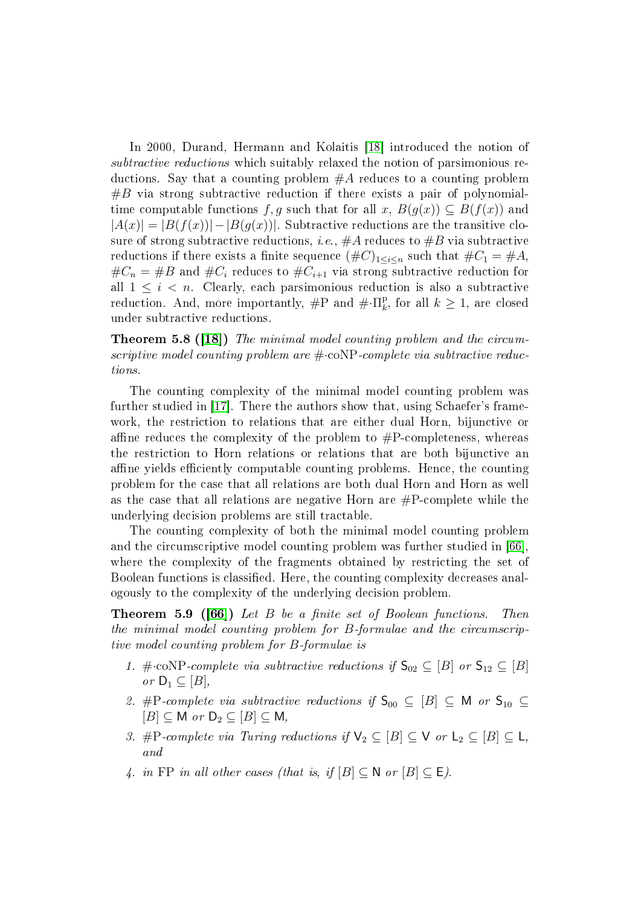In 2000, Durand, Hermann and Kolaitis [18] introduced the notion of *subtractive reductions* which suitably relaxed the notion of parsimonious reductions. Say that a counting problem $\#A$ reduces to a counting problem $\#B$ via strong subtractive reduction if there exists a pair of polynomial-time computable functions $f, g$ such that for all $x$, $B(g(x)) \subseteq B(f(x))$ and $|A(x)| = |B(f(x))| - |B(g(x))|$. Subtractive reductions are the transitive closure of strong subtractive reductions, *i.e.*, $\#A$ reduces to $\#B$ via subtractive reductions if there exists a finite sequence $(\#C)_{1 \leq i \leq n}$ such that $\#C_1 = \#A$, $\#C_n = \#B$ and $\#C_i$ reduces to $\#C_{i+1}$ via strong subtractive reduction for all $1 \leq i < n$. Clearly, each parsimonious reduction is also a subtractive reduction. And, more importantly, $\#\mathrm{P}$ and $\#\cdot\Pi_k^{\mathrm{p}}$, for all $k \geq 1$, are closed under subtractive reductions.

**Theorem 5.8 ([18])** *The minimal model counting problem and the circumscriptive model counting problem are* $\#\cdot\mathrm{coNP}$*-complete via subtractive reductions.*

The counting complexity of the minimal model counting problem was further studied in [17]. There the authors show that, using Schaefer's framework, the restriction to relations that are either dual Horn, bijunctive or affine reduces the complexity of the problem to $\#\mathrm{P}$-completeness, whereas the restriction to Horn relations or relations that are both bijunctive an affine yields efficiently computable counting problems. Hence, the counting problem for the case that all relations are both dual Horn and Horn as well as the case that all relations are negative Horn are $\#\mathrm{P}$-complete while the underlying decision problems are still tractable.

The counting complexity of both the minimal model counting problem and the circumscriptive model counting problem was further studied in [66], where the complexity of the fragments obtained by restricting the set of Boolean functions is classified. Here, the counting complexity decreases analogously to the complexity of the underlying decision problem.

**Theorem 5.9 ([66])** *Let $B$ be a finite set of Boolean functions. Then the minimal model counting problem for $B$-formulae and the circumscriptive model counting problem for $B$-formulae is*

1. $\#\cdot\mathrm{coNP}$*-complete via subtractive reductions if* $\mathsf{S}_{02} \subseteq [B]$ *or* $\mathsf{S}_{12} \subseteq [B]$ *or* $\mathsf{D}_1 \subseteq [B]$,
2. $\#\mathrm{P}$*-complete via subtractive reductions if* $\mathsf{S}_{00} \subseteq [B] \subseteq \mathsf{M}$ *or* $\mathsf{S}_{10} \subseteq [B] \subseteq \mathsf{M}$ *or* $\mathsf{D}_2 \subseteq [B] \subseteq \mathsf{M}$,
3. $\#\mathrm{P}$*-complete via Turing reductions if* $\mathsf{V}_2 \subseteq [B] \subseteq \mathsf{V}$ *or* $\mathsf{L}_2 \subseteq [B] \subseteq \mathsf{L}$, *and*
4. *in* $\mathrm{FP}$ *in all other cases (that is, if* $[B] \subseteq \mathsf{N}$ *or* $[B] \subseteq \mathsf{E}$*).*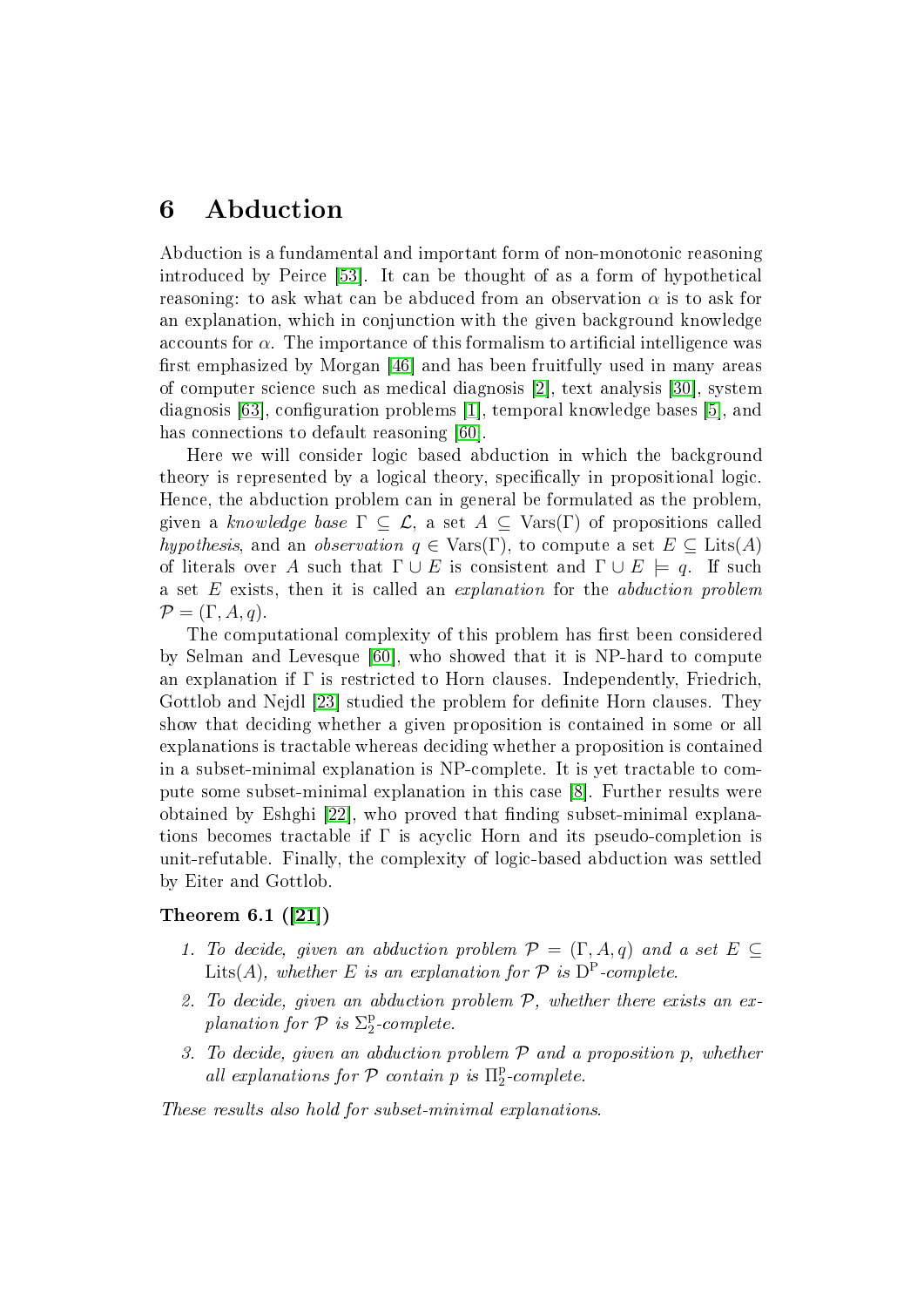# 6 Abduction

Abduction is a fundamental and important form of non-monotonic reasoning introduced by Peirce [53]. It can be thought of as a form of hypothetical reasoning: to ask what can be abduced from an observation $\alpha$ is to ask for an explanation, which in conjunction with the given background knowledge accounts for $\alpha$. The importance of this formalism to artificial intelligence was first emphasized by Morgan [46] and has been fruitfully used in many areas of computer science such as medical diagnosis [2], text analysis [30], system diagnosis [63], configuration problems [1], temporal knowledge bases [5], and has connections to default reasoning [60].

Here we will consider logic based abduction in which the background theory is represented by a logical theory, specifically in propositional logic. Hence, the abduction problem can in general be formulated as the problem, given a *knowledge base* $\Gamma \subseteq \mathcal{L}$, a set $A \subseteq \mathrm{Vars}(\Gamma)$ of propositions called *hypothesis*, and an *observation* $q \in \mathrm{Vars}(\Gamma)$, to compute a set $E \subseteq \mathrm{Lits}(A)$ of literals over $A$ such that $\Gamma \cup E$ is consistent and $\Gamma \cup E \models q$. If such a set $E$ exists, then it is called an *explanation* for the *abduction problem* $\mathcal{P} = (\Gamma, A, q)$.

The computational complexity of this problem has first been considered by Selman and Levesque [60], who showed that it is NP-hard to compute an explanation if $\Gamma$ is restricted to Horn clauses. Independently, Friedrich, Gottlob and Nejdl [23] studied the problem for definite Horn clauses. They show that deciding whether a given proposition is contained in some or all explanations is tractable whereas deciding whether a proposition is contained in a subset-minimal explanation is NP-complete. It is yet tractable to compute some subset-minimal explanation in this case [8]. Further results were obtained by Eshghi [22], who proved that finding subset-minimal explanations becomes tractable if $\Gamma$ is acyclic Horn and its pseudo-completion is unit-refutable. Finally, the complexity of logic-based abduction was settled by Eiter and Gottlob.

**Theorem 6.1 ([21])**

1. *To decide, given an abduction problem $\mathcal{P} = (\Gamma, A, q)$ and a set $E \subseteq \mathrm{Lits}(A)$, whether $E$ is an explanation for $\mathcal{P}$ is $\mathrm{D^P}$-complete.*
2. *To decide, given an abduction problem $\mathcal{P}$, whether there exists an explanation for $\mathcal{P}$ is $\Sigma_2^{\mathrm{p}}$-complete.*
3. *To decide, given an abduction problem $\mathcal{P}$ and a proposition $p$, whether all explanations for $\mathcal{P}$ contain $p$ is $\Pi_2^{\mathrm{p}}$-complete.*

*These results also hold for subset-minimal explanations.*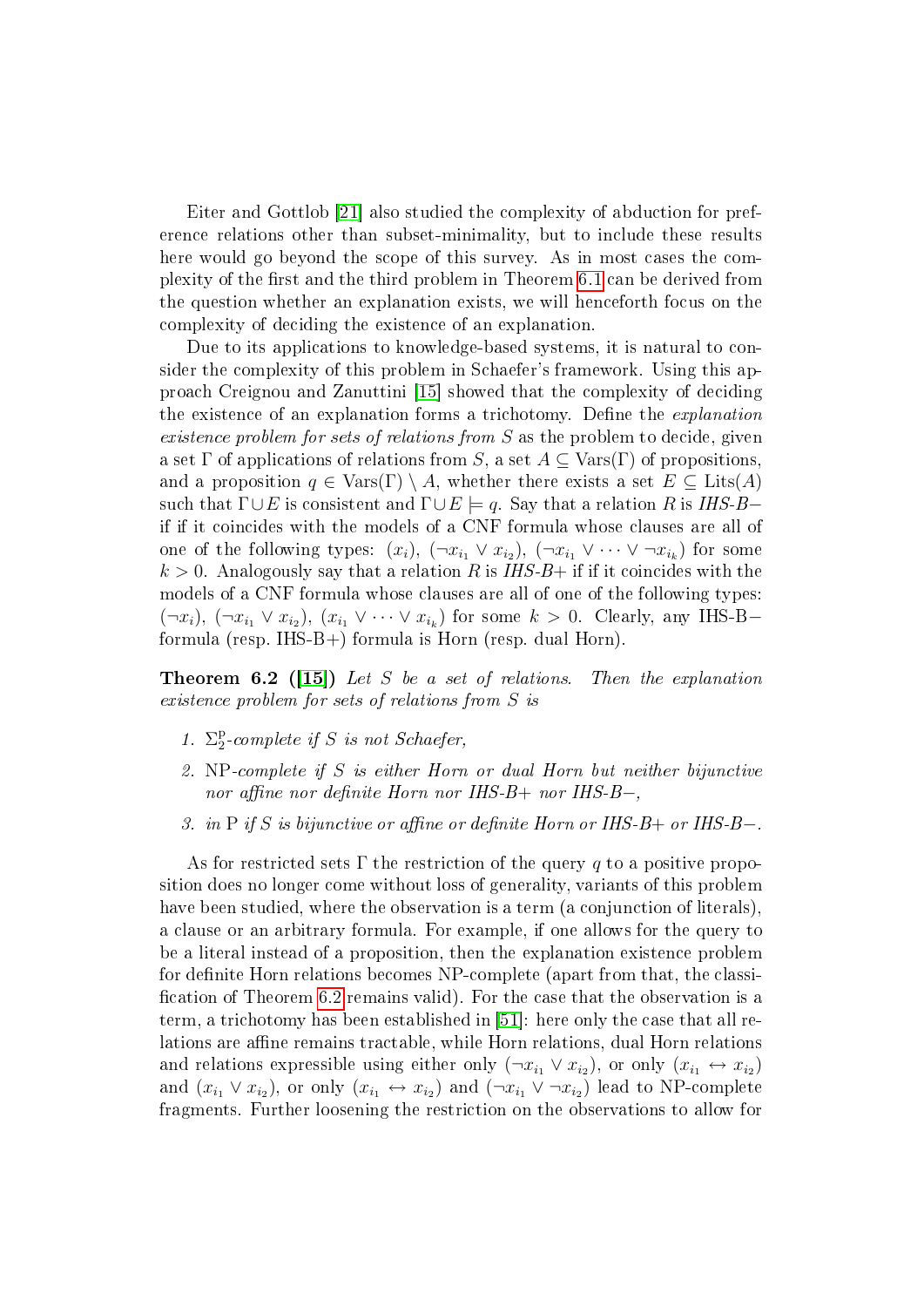Eiter and Gottlob [21] also studied the complexity of abduction for preference relations other than subset-minimality, but to include these results here would go beyond the scope of this survey. As in most cases the complexity of the first and the third problem in Theorem 6.1 can be derived from the question whether an explanation exists, we will henceforth focus on the complexity of deciding the existence of an explanation.

Due to its applications to knowledge-based systems, it is natural to consider the complexity of this problem in Schaefer's framework. Using this approach Creignou and Zanuttini [15] showed that the complexity of deciding the existence of an explanation forms a trichotomy. Define the *explanation existence problem for sets of relations from S* as the problem to decide, given a set $\Gamma$ of applications of relations from $S$, a set $A \subseteq \mathrm{Vars}(\Gamma)$ of propositions, and a proposition $q \in \mathrm{Vars}(\Gamma) \setminus A$, whether there exists a set $E \subseteq \mathrm{Lits}(A)$ such that $\Gamma \cup E$ is consistent and $\Gamma \cup E \models q$. Say that a relation $R$ is *IHS-B−* if if it coincides with the models of a CNF formula whose clauses are all of one of the following types: $(x_i)$, $(\neg x_{i_1} \vee x_{i_2})$, $(\neg x_{i_1} \vee \cdots \vee \neg x_{i_k})$ for some $k > 0$. Analogously say that a relation $R$ is *IHS-B+* if if it coincides with the models of a CNF formula whose clauses are all of one of the following types: $(\neg x_i)$, $(\neg x_{i_1} \vee x_{i_2})$, $(x_{i_1} \vee \cdots \vee x_{i_k})$ for some $k > 0$. Clearly, any IHS-B− formula (resp. IHS-B+) formula is Horn (resp. dual Horn).

**Theorem 6.2 ([15])** *Let S be a set of relations. Then the explanation existence problem for sets of relations from S is*

1. $\Sigma_2^{\mathrm{p}}$*-complete if S is not Schaefer,*
2. NP*-complete if S is either Horn or dual Horn but neither bijunctive nor affine nor definite Horn nor IHS-B+ nor IHS-B−,*
3. *in* P *if S is bijunctive or affine or definite Horn or IHS-B+ or IHS-B−.*

As for restricted sets $\Gamma$ the restriction of the query $q$ to a positive proposition does no longer come without loss of generality, variants of this problem have been studied, where the observation is a term (a conjunction of literals), a clause or an arbitrary formula. For example, if one allows for the query to be a literal instead of a proposition, then the explanation existence problem for definite Horn relations becomes NP-complete (apart from that, the classification of Theorem 6.2 remains valid). For the case that the observation is a term, a trichotomy has been established in [51]: here only the case that all relations are affine remains tractable, while Horn relations, dual Horn relations and relations expressible using either only $(\neg x_{i_1} \vee x_{i_2})$, or only $(x_{i_1} \leftrightarrow x_{i_2})$ and $(x_{i_1} \vee x_{i_2})$, or only $(x_{i_1} \leftrightarrow x_{i_2})$ and $(\neg x_{i_1} \vee \neg x_{i_2})$ lead to NP-complete fragments. Further loosening the restriction on the observations to allow for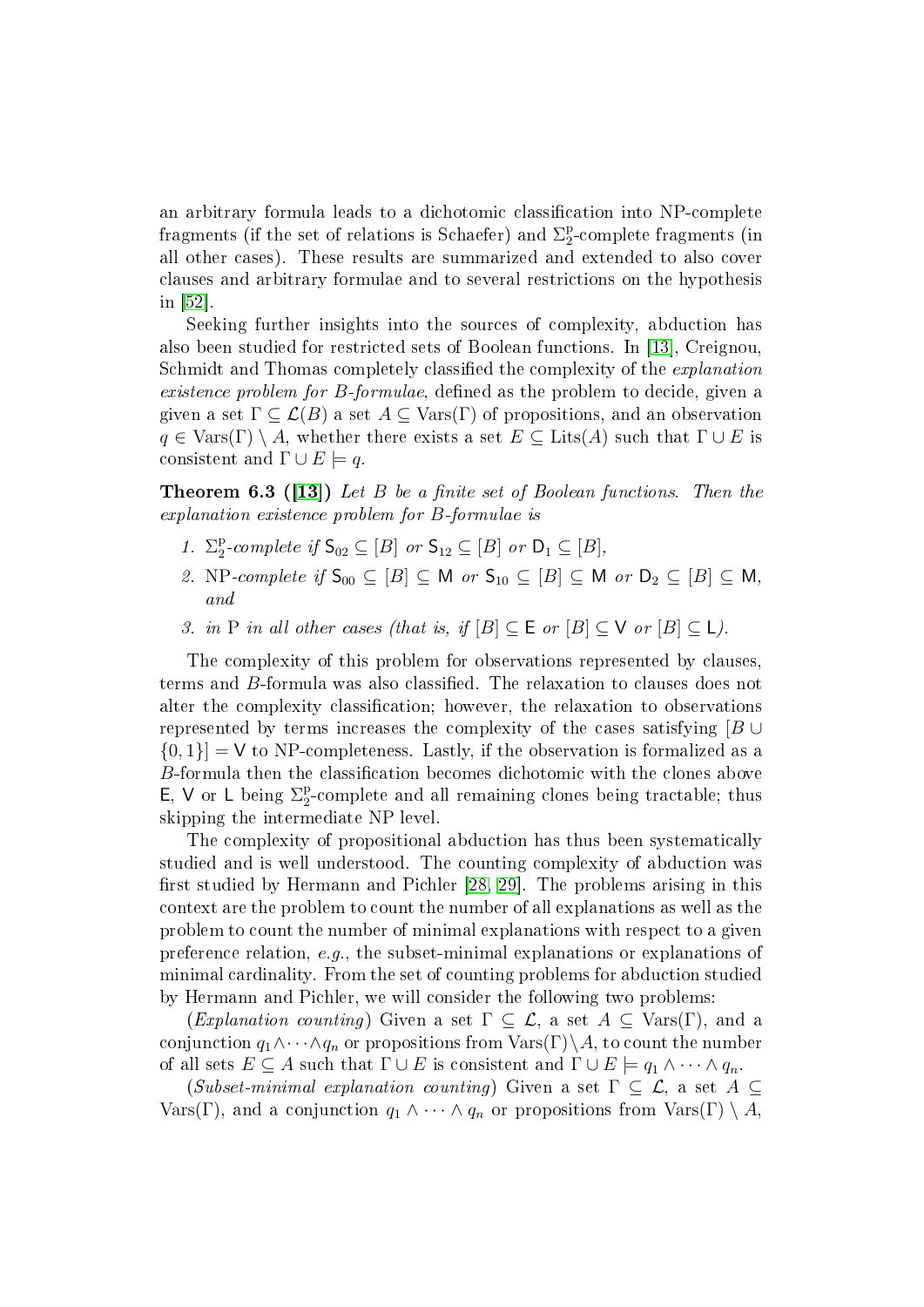an arbitrary formula leads to a dichotomic classification into NP-complete fragments (if the set of relations is Schaefer) and $\Sigma_2^{\mathrm{p}}$-complete fragments (in all other cases). These results are summarized and extended to also cover clauses and arbitrary formulae and to several restrictions on the hypothesis in [52].

Seeking further insights into the sources of complexity, abduction has also been studied for restricted sets of Boolean functions. In [13], Creignou, Schmidt and Thomas completely classified the complexity of the *explanation existence problem for B-formulae*, defined as the problem to decide, given a given a set $\Gamma \subseteq \mathcal{L}(B)$ a set $A \subseteq \mathrm{Vars}(\Gamma)$ of propositions, and an observation $q \in \mathrm{Vars}(\Gamma) \setminus A$, whether there exists a set $E \subseteq \mathrm{Lits}(A)$ such that $\Gamma \cup E$ is consistent and $\Gamma \cup E \models q$.

**Theorem 6.3 ([13])** *Let B be a finite set of Boolean functions. Then the explanation existence problem for B-formulae is*

1. $\Sigma_2^{\mathrm{p}}$*-complete if* $\mathsf{S}_{02} \subseteq [B]$ *or* $\mathsf{S}_{12} \subseteq [B]$ *or* $\mathsf{D}_1 \subseteq [B]$,
2. NP*-complete if* $\mathsf{S}_{00} \subseteq [B] \subseteq \mathsf{M}$ *or* $\mathsf{S}_{10} \subseteq [B] \subseteq \mathsf{M}$ *or* $\mathsf{D}_2 \subseteq [B] \subseteq \mathsf{M}$, *and*
3. *in* P *in all other cases (that is, if* $[B] \subseteq \mathsf{E}$ *or* $[B] \subseteq \mathsf{V}$ *or* $[B] \subseteq \mathsf{L}$*).*

The complexity of this problem for observations represented by clauses, terms and $B$-formula was also classified. The relaxation to clauses does not alter the complexity classification; however, the relaxation to observations represented by terms increases the complexity of the cases satisfying $[B \cup \{0,1\}] = \mathsf{V}$ to NP-completeness. Lastly, if the observation is formalized as a $B$-formula then the classification becomes dichotomic with the clones above $\mathsf{E}$, $\mathsf{V}$ or $\mathsf{L}$ being $\Sigma_2^{\mathrm{p}}$-complete and all remaining clones being tractable; thus skipping the intermediate NP level.

The complexity of propositional abduction has thus been systematically studied and is well understood. The counting complexity of abduction was first studied by Hermann and Pichler [28, 29]. The problems arising in this context are the problem to count the number of all explanations as well as the problem to count the number of minimal explanations with respect to a given preference relation, *e.g.*, the subset-minimal explanations or explanations of minimal cardinality. From the set of counting problems for abduction studied by Hermann and Pichler, we will consider the following two problems:

(*Explanation counting*) Given a set $\Gamma \subseteq \mathcal{L}$, a set $A \subseteq \mathrm{Vars}(\Gamma)$, and a conjunction $q_1 \wedge \cdots \wedge q_n$ or propositions from $\mathrm{Vars}(\Gamma) \setminus A$, to count the number of all sets $E \subseteq A$ such that $\Gamma \cup E$ is consistent and $\Gamma \cup E \models q_1 \wedge \cdots \wedge q_n$.

(*Subset-minimal explanation counting*) Given a set $\Gamma \subseteq \mathcal{L}$, a set $A \subseteq \mathrm{Vars}(\Gamma)$, and a conjunction $q_1 \wedge \cdots \wedge q_n$ or propositions from $\mathrm{Vars}(\Gamma) \setminus A$,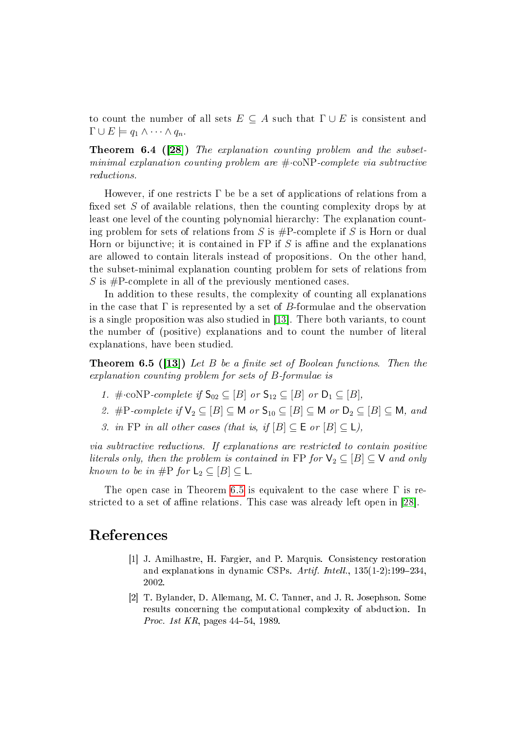to count the number of all sets $E \subseteq A$ such that $\Gamma \cup E$ is consistent and $\Gamma \cup E \models q_1 \wedge \cdots \wedge q_n$.

**Theorem 6.4 ([28])** *The explanation counting problem and the subset-minimal explanation counting problem are $\#{\cdot}\mathrm{coNP}$-complete via subtractive reductions.*

However, if one restricts $\Gamma$ be be a set of applications of relations from a fixed set $S$ of available relations, then the counting complexity drops by at least one level of the counting polynomial hierarchy: The explanation counting problem for sets of relations from $S$ is #P-complete if $S$ is Horn or dual Horn or bijunctive; it is contained in FP if $S$ is affine and the explanations are allowed to contain literals instead of propositions. On the other hand, the subset-minimal explanation counting problem for sets of relations from $S$ is #P-complete in all of the previously mentioned cases.

In addition to these results, the complexity of counting all explanations in the case that $\Gamma$ is represented by a set of $B$-formulae and the observation is a single proposition was also studied in [13]. There both variants, to count the number of (positive) explanations and to count the number of literal explanations, have been studied.

**Theorem 6.5 ([13])** *Let $B$ be a finite set of Boolean functions. Then the explanation counting problem for sets of $B$-formulae is*

1. *$\#{\cdot}\mathrm{coNP}$-complete if $\mathsf{S}_{02} \subseteq [B]$ or $\mathsf{S}_{12} \subseteq [B]$ or $\mathsf{D}_1 \subseteq [B]$,*
2. *#P-complete if $\mathsf{V}_2 \subseteq [B] \subseteq \mathsf{M}$ or $\mathsf{S}_{10} \subseteq [B] \subseteq \mathsf{M}$ or $\mathsf{D}_2 \subseteq [B] \subseteq \mathsf{M}$, and*
3. *in FP in all other cases (that is, if $[B] \subseteq \mathsf{E}$ or $[B] \subseteq \mathsf{L}$),*

*via subtractive reductions. If explanations are restricted to contain positive literals only, then the problem is contained in FP for $\mathsf{V}_2 \subseteq [B] \subseteq \mathsf{V}$ and only known to be in #P for $\mathsf{L}_2 \subseteq [B] \subseteq \mathsf{L}$.*

The open case in Theorem 6.5 is equivalent to the case where $\Gamma$ is restricted to a set of affine relations. This case was already left open in [28].

# References

[1] J. Amilhastre, H. Fargier, and P. Marquis. Consistency restoration and explanations in dynamic CSPs. *Artif. Intell.*, 135(1-2):199–234, 2002.

[2] T. Bylander, D. Allemang, M. C. Tanner, and J. R. Josephson. Some results concerning the computational complexity of abduction. In *Proc. 1st KR*, pages 44–54, 1989.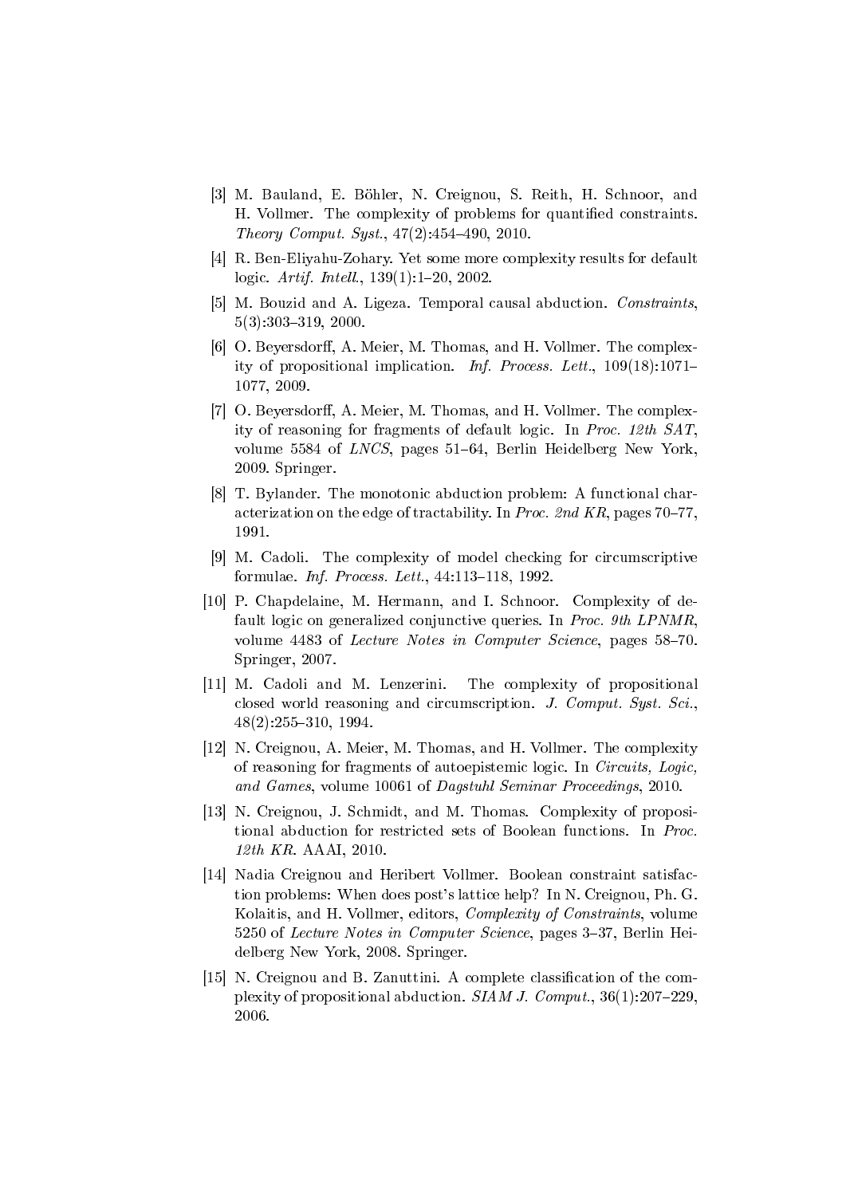[3] M. Bauland, E. Böhler, N. Creignou, S. Reith, H. Schnoor, and H. Vollmer. The complexity of problems for quantified constraints. *Theory Comput. Syst.*, 47(2):454–490, 2010.

[4] R. Ben-Eliyahu-Zohary. Yet some more complexity results for default logic. *Artif. Intell.*, 139(1):1–20, 2002.

[5] M. Bouzid and A. Ligeza. Temporal causal abduction. *Constraints*, 5(3):303–319, 2000.

[6] O. Beyersdorff, A. Meier, M. Thomas, and H. Vollmer. The complexity of propositional implication. *Inf. Process. Lett.*, 109(18):1071–1077, 2009.

[7] O. Beyersdorff, A. Meier, M. Thomas, and H. Vollmer. The complexity of reasoning for fragments of default logic. In *Proc. 12th SAT*, volume 5584 of *LNCS*, pages 51–64, Berlin Heidelberg New York, 2009. Springer.

[8] T. Bylander. The monotonic abduction problem: A functional characterization on the edge of tractability. In *Proc. 2nd KR*, pages 70–77, 1991.

[9] M. Cadoli. The complexity of model checking for circumscriptive formulae. *Inf. Process. Lett.*, 44:113–118, 1992.

[10] P. Chapdelaine, M. Hermann, and I. Schnoor. Complexity of default logic on generalized conjunctive queries. In *Proc. 9th LPNMR*, volume 4483 of *Lecture Notes in Computer Science*, pages 58–70. Springer, 2007.

[11] M. Cadoli and M. Lenzerini. The complexity of propositional closed world reasoning and circumscription. *J. Comput. Syst. Sci.*, 48(2):255–310, 1994.

[12] N. Creignou, A. Meier, M. Thomas, and H. Vollmer. The complexity of reasoning for fragments of autoepistemic logic. In *Circuits, Logic, and Games*, volume 10061 of *Dagstuhl Seminar Proceedings*, 2010.

[13] N. Creignou, J. Schmidt, and M. Thomas. Complexity of propositional abduction for restricted sets of Boolean functions. In *Proc. 12th KR*. AAAI, 2010.

[14] Nadia Creignou and Heribert Vollmer. Boolean constraint satisfaction problems: When does post's lattice help? In N. Creignou, Ph. G. Kolaitis, and H. Vollmer, editors, *Complexity of Constraints*, volume 5250 of *Lecture Notes in Computer Science*, pages 3–37, Berlin Heidelberg New York, 2008. Springer.

[15] N. Creignou and B. Zanuttini. A complete classification of the complexity of propositional abduction. *SIAM J. Comput.*, 36(1):207–229, 2006.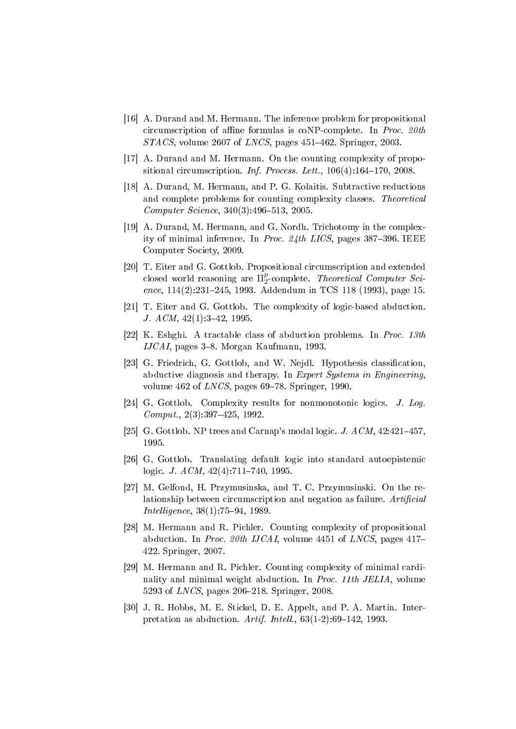[16] A. Durand and M. Hermann. The inference problem for propositional circumscription of affine formulas is coNP-complete. In *Proc. 20th STACS*, volume 2607 of *LNCS*, pages 451–462. Springer, 2003.

[17] A. Durand and M. Hermann. On the counting complexity of propositional circumscription. *Inf. Process. Lett.*, 106(4):164–170, 2008.

[18] A. Durand, M. Hermann, and P. G. Kolaitis. Subtractive reductions and complete problems for counting complexity classes. *Theoretical Computer Science*, 340(3):496–513, 2005.

[19] A. Durand, M. Hermann, and G. Nordh. Trichotomy in the complexity of minimal inference. In *Proc. 24th LICS*, pages 387–396. IEEE Computer Society, 2009.

[20] T. Eiter and G. Gottlob. Propositional circumscription and extended closed world reasoning are $\Pi_2^p$-complete. *Theoretical Computer Science*, 114(2):231–245, 1993. Addendum in TCS 118 (1993), page 15.

[21] T. Eiter and G. Gottlob. The complexity of logic-based abduction. *J. ACM*, 42(1):3–42, 1995.

[22] K. Eshghi. A tractable class of abduction problems. In *Proc. 13th IJCAI*, pages 3–8. Morgan Kaufmann, 1993.

[23] G. Friedrich, G. Gottlob, and W. Nejdl. Hypothesis classification, abductive diagnosis and therapy. In *Expert Systems in Engineering*, volume 462 of *LNCS*, pages 69–78. Springer, 1990.

[24] G. Gottlob. Complexity results for nonmonotonic logics. *J. Log. Comput.*, 2(3):397–425, 1992.

[25] G. Gottlob. NP trees and Carnap's modal logic. *J. ACM*, 42:421–457, 1995.

[26] G. Gottlob. Translating default logic into standard autoepistemic logic. *J. ACM*, 42(4):711–740, 1995.

[27] M. Gelfond, H. Przymusinska, and T. C. Przymusinski. On the relationship between circumscription and negation as failure. *Artificial Intelligence*, 38(1):75–94, 1989.

[28] M. Hermann and R. Pichler. Counting complexity of propositional abduction. In *Proc. 20th IJCAI*, volume 4451 of *LNCS*, pages 417–422. Springer, 2007.

[29] M. Hermann and R. Pichler. Counting complexity of minimal cardinality and minimal weight abduction. In *Proc. 11th JELIA*, volume 5293 of *LNCS*, pages 206–218. Springer, 2008.

[30] J. R. Hobbs, M. E. Stickel, D. E. Appelt, and P. A. Martin. Interpretation as abduction. *Artif. Intell.*, 63(1-2):69–142, 1993.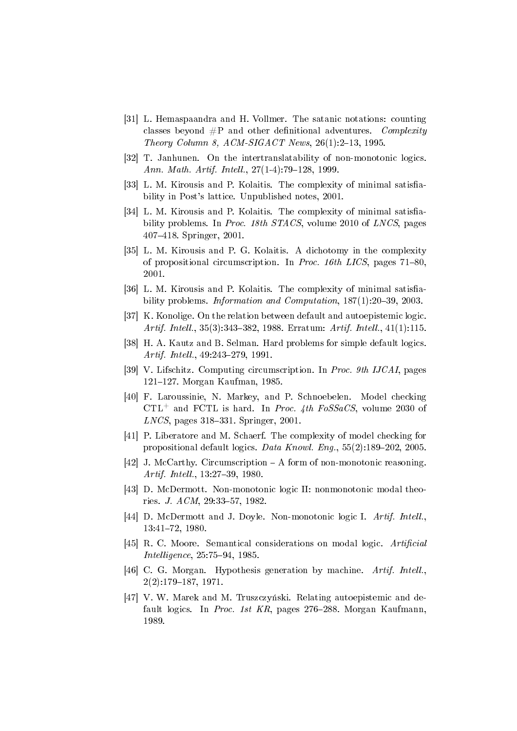[31] L. Hemaspaandra and H. Vollmer. The satanic notations: counting classes beyond #P and other definitional adventures. *Complexity Theory Column 8, ACM-SIGACT News*, 26(1):2–13, 1995.

[32] T. Janhunen. On the intertranslatability of non-monotonic logics. *Ann. Math. Artif. Intell.*, 27(1-4):79–128, 1999.

[33] L. M. Kirousis and P. Kolaitis. The complexity of minimal satisfiability in Post's lattice. Unpublished notes, 2001.

[34] L. M. Kirousis and P. Kolaitis. The complexity of minimal satisfiability problems. In *Proc. 18th STACS*, volume 2010 of *LNCS*, pages 407–418. Springer, 2001.

[35] L. M. Kirousis and P. G. Kolaitis. A dichotomy in the complexity of propositional circumscription. In *Proc. 16th LICS*, pages 71–80, 2001.

[36] L. M. Kirousis and P. Kolaitis. The complexity of minimal satisfiability problems. *Information and Computation*, 187(1):20–39, 2003.

[37] K. Konolige. On the relation between default and autoepistemic logic. *Artif. Intell.*, 35(3):343–382, 1988. Erratum: *Artif. Intell.*, 41(1):115.

[38] H. A. Kautz and B. Selman. Hard problems for simple default logics. *Artif. Intell.*, 49:243–279, 1991.

[39] V. Lifschitz. Computing circumscription. In *Proc. 9th IJCAI*, pages 121–127. Morgan Kaufman, 1985.

[40] F. Laroussinie, N. Markey, and P. Schnoebelen. Model checking $\mathrm{CTL}^+$ and FCTL is hard. In *Proc. 4th FoSSaCS*, volume 2030 of *LNCS*, pages 318–331. Springer, 2001.

[41] P. Liberatore and M. Schaerf. The complexity of model checking for propositional default logics. *Data Knowl. Eng.*, 55(2):189–202, 2005.

[42] J. McCarthy. Circumscription – A form of non-monotonic reasoning. *Artif. Intell.*, 13:27–39, 1980.

[43] D. McDermott. Non-monotonic logic II: nonmonotonic modal theories. *J. ACM*, 29:33–57, 1982.

[44] D. McDermott and J. Doyle. Non-monotonic logic I. *Artif. Intell.*, 13:41–72, 1980.

[45] R. C. Moore. Semantical considerations on modal logic. *Artificial Intelligence*, 25:75–94, 1985.

[46] C. G. Morgan. Hypothesis generation by machine. *Artif. Intell.*, 2(2):179–187, 1971.

[47] V. W. Marek and M. Truszczyński. Relating autoepistemic and default logics. In *Proc. 1st KR*, pages 276–288. Morgan Kaufmann, 1989.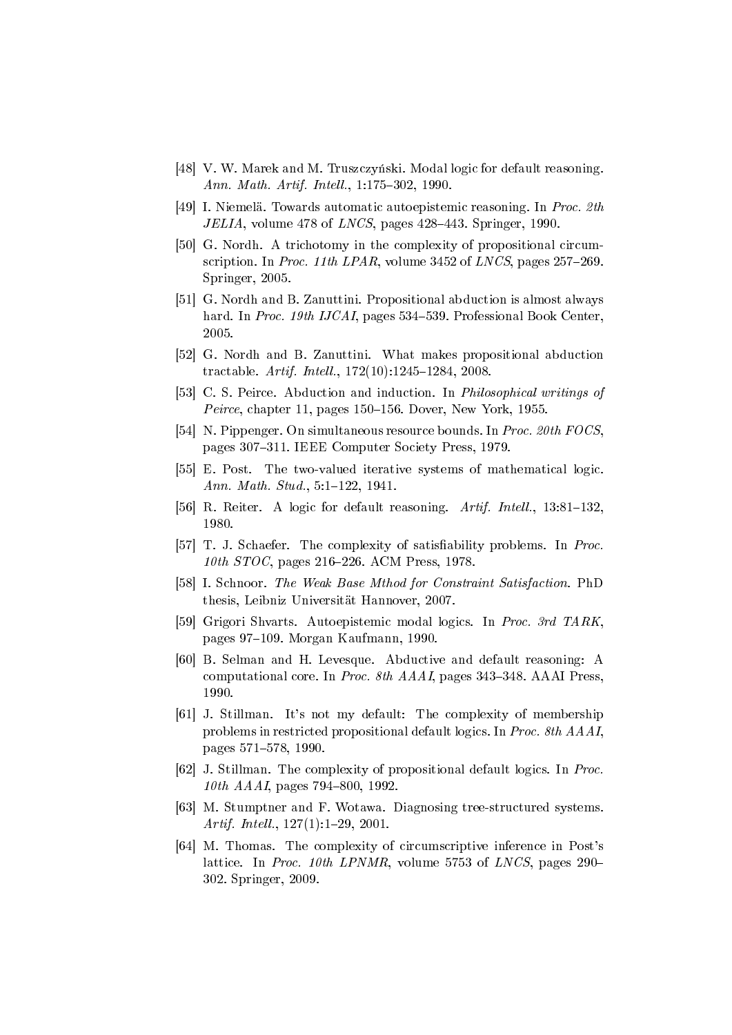[48] V. W. Marek and M. Truszczyński. Modal logic for default reasoning. *Ann. Math. Artif. Intell.*, 1:175–302, 1990.

[49] I. Niemelä. Towards automatic autoepistemic reasoning. In *Proc. 2th JELIA*, volume 478 of *LNCS*, pages 428–443. Springer, 1990.

[50] G. Nordh. A trichotomy in the complexity of propositional circumscription. In *Proc. 11th LPAR*, volume 3452 of *LNCS*, pages 257–269. Springer, 2005.

[51] G. Nordh and B. Zanuttini. Propositional abduction is almost always hard. In *Proc. 19th IJCAI*, pages 534–539. Professional Book Center, 2005.

[52] G. Nordh and B. Zanuttini. What makes propositional abduction tractable. *Artif. Intell.*, 172(10):1245–1284, 2008.

[53] C. S. Peirce. Abduction and induction. In *Philosophical writings of Peirce*, chapter 11, pages 150–156. Dover, New York, 1955.

[54] N. Pippenger. On simultaneous resource bounds. In *Proc. 20th FOCS*, pages 307–311. IEEE Computer Society Press, 1979.

[55] E. Post. The two-valued iterative systems of mathematical logic. *Ann. Math. Stud.*, 5:1–122, 1941.

[56] R. Reiter. A logic for default reasoning. *Artif. Intell.*, 13:81–132, 1980.

[57] T. J. Schaefer. The complexity of satisfiability problems. In *Proc. 10th STOC*, pages 216–226. ACM Press, 1978.

[58] I. Schnoor. *The Weak Base Mthod for Constraint Satisfaction*. PhD thesis, Leibniz Universität Hannover, 2007.

[59] Grigori Shvarts. Autoepistemic modal logics. In *Proc. 3rd TARK*, pages 97–109. Morgan Kaufmann, 1990.

[60] B. Selman and H. Levesque. Abductive and default reasoning: A computational core. In *Proc. 8th AAAI*, pages 343–348. AAAI Press, 1990.

[61] J. Stillman. It's not my default: The complexity of membership problems in restricted propositional default logics. In *Proc. 8th AAAI*, pages 571–578, 1990.

[62] J. Stillman. The complexity of propositional default logics. In *Proc. 10th AAAI*, pages 794–800, 1992.

[63] M. Stumptner and F. Wotawa. Diagnosing tree-structured systems. *Artif. Intell.*, 127(1):1–29, 2001.

[64] M. Thomas. The complexity of circumscriptive inference in Post's lattice. In *Proc. 10th LPNMR*, volume 5753 of *LNCS*, pages 290–302. Springer, 2009.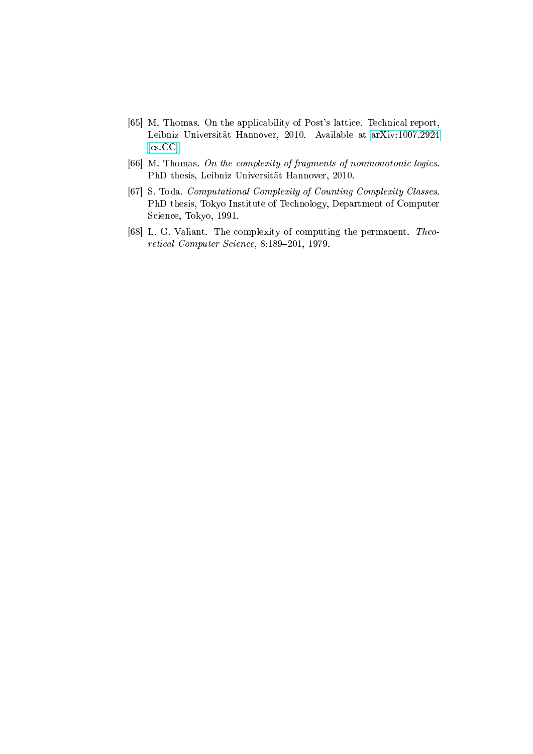[65] M. Thomas. On the applicability of Post's lattice. Technical report, Leibniz Universität Hannover, 2010. Available at arXiv:1007.2924 [cs.CC].

[66] M. Thomas. *On the complexity of fragments of nonmonotonic logics*. PhD thesis, Leibniz Universität Hannover, 2010.

[67] S. Toda. *Computational Complexity of Counting Complexity Classes*. PhD thesis, Tokyo Institute of Technology, Department of Computer Science, Tokyo, 1991.

[68] L. G. Valiant. The complexity of computing the permanent. *Theoretical Computer Science*, 8:189–201, 1979.